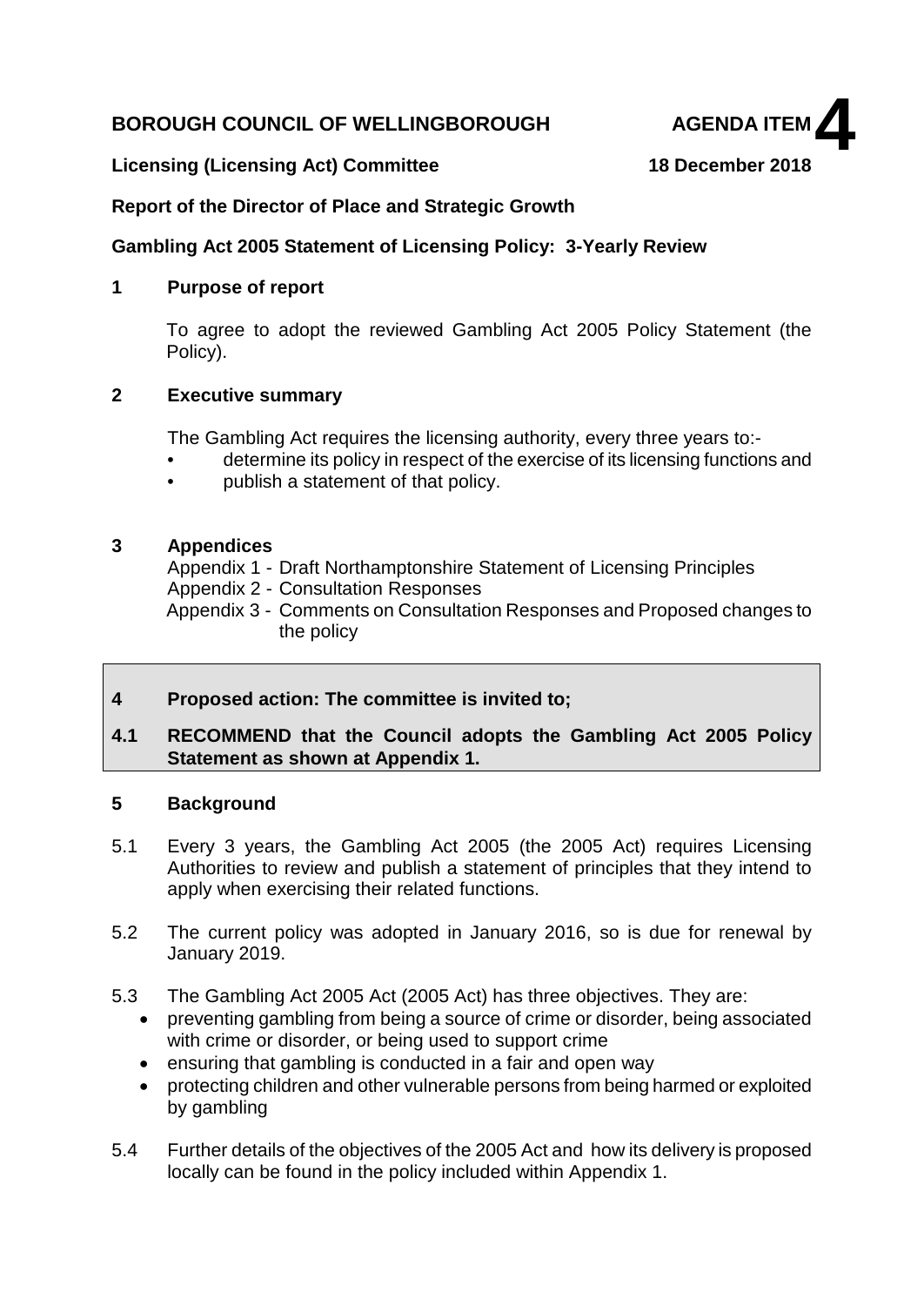**BOROUGH COUNCIL OF WELLINGBOROUGH** **AGENDA ITEM 4**

**Licensing (Licensing Act) Committee** **18 December 2018**

**Report of the Director of Place and Strategic Growth**

**Gambling Act 2005 Statement of Licensing Policy: 3-Yearly Review**

## 1 Purpose of report

To agree to adopt the reviewed Gambling Act 2005 Policy Statement (the Policy).

## 2 Executive summary

The Gambling Act requires the licensing authority, every three years to:-

- determine its policy in respect of the exercise of its licensing functions and
- publish a statement of that policy.

## 3 Appendices

Appendix 1 - Draft Northamptonshire Statement of Licensing Principles
Appendix 2 - Consultation Responses
Appendix 3 - Comments on Consultation Responses and Proposed changes to the policy

## 4 Proposed action: The committee is invited to;

**4.1 RECOMMEND that the Council adopts the Gambling Act 2005 Policy Statement as shown at Appendix 1.**

## 5 Background

5.1 Every 3 years, the Gambling Act 2005 (the 2005 Act) requires Licensing Authorities to review and publish a statement of principles that they intend to apply when exercising their related functions.

5.2 The current policy was adopted in January 2016, so is due for renewal by January 2019.

5.3 The Gambling Act 2005 Act (2005 Act) has three objectives. They are:

- preventing gambling from being a source of crime or disorder, being associated with crime or disorder, or being used to support crime
- ensuring that gambling is conducted in a fair and open way
- protecting children and other vulnerable persons from being harmed or exploited by gambling

5.4 Further details of the objectives of the 2005 Act and how its delivery is proposed locally can be found in the policy included within Appendix 1.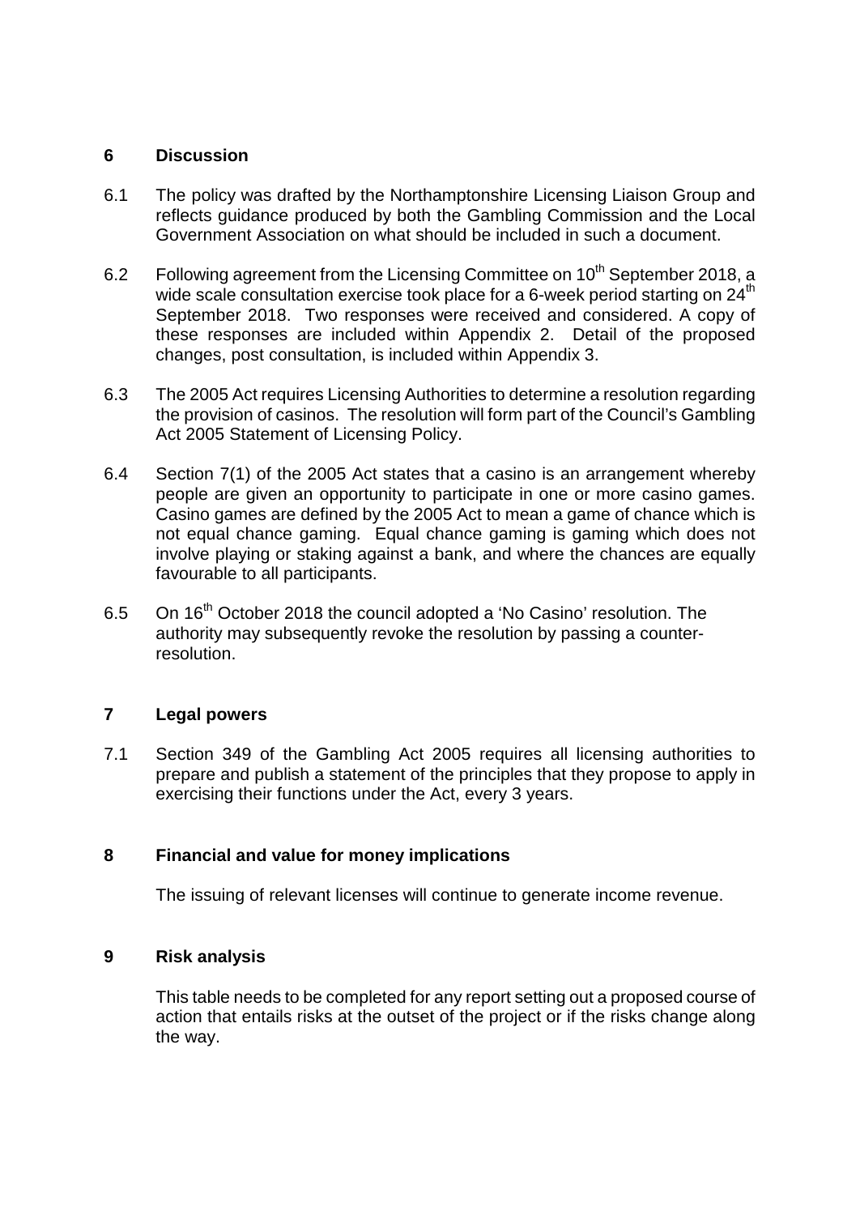## 6 Discussion

6.1 The policy was drafted by the Northamptonshire Licensing Liaison Group and reflects guidance produced by both the Gambling Commission and the Local Government Association on what should be included in such a document.

6.2 Following agreement from the Licensing Committee on 10th September 2018, a wide scale consultation exercise took place for a 6-week period starting on 24th September 2018. Two responses were received and considered. A copy of these responses are included within Appendix 2. Detail of the proposed changes, post consultation, is included within Appendix 3.

6.3 The 2005 Act requires Licensing Authorities to determine a resolution regarding the provision of casinos. The resolution will form part of the Council's Gambling Act 2005 Statement of Licensing Policy.

6.4 Section 7(1) of the 2005 Act states that a casino is an arrangement whereby people are given an opportunity to participate in one or more casino games. Casino games are defined by the 2005 Act to mean a game of chance which is not equal chance gaming. Equal chance gaming is gaming which does not involve playing or staking against a bank, and where the chances are equally favourable to all participants.

6.5 On 16th October 2018 the council adopted a 'No Casino' resolution. The authority may subsequently revoke the resolution by passing a counter-resolution.

## 7 Legal powers

7.1 Section 349 of the Gambling Act 2005 requires all licensing authorities to prepare and publish a statement of the principles that they propose to apply in exercising their functions under the Act, every 3 years.

## 8 Financial and value for money implications

The issuing of relevant licenses will continue to generate income revenue.

## 9 Risk analysis

This table needs to be completed for any report setting out a proposed course of action that entails risks at the outset of the project or if the risks change along the way.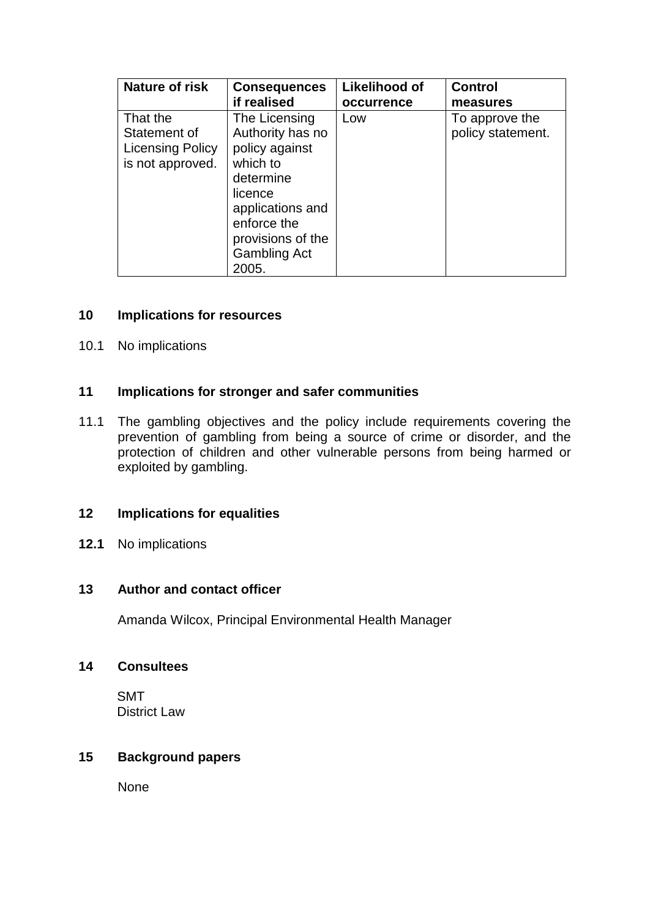| Nature of risk | Consequences if realised | Likelihood of occurrence | Control measures |
|---|---|---|---|
| That the Statement of Licensing Policy is not approved. | The Licensing Authority has no policy against which to determine licence applications and enforce the provisions of the Gambling Act 2005. | Low | To approve the policy statement. |

## 10 Implications for resources

10.1 No implications

## 11 Implications for stronger and safer communities

11.1 The gambling objectives and the policy include requirements covering the prevention of gambling from being a source of crime or disorder, and the protection of children and other vulnerable persons from being harmed or exploited by gambling.

## 12 Implications for equalities

**12.1** No implications

## 13 Author and contact officer

Amanda Wilcox, Principal Environmental Health Manager

## 14 Consultees

SMT
District Law

## 15 Background papers

None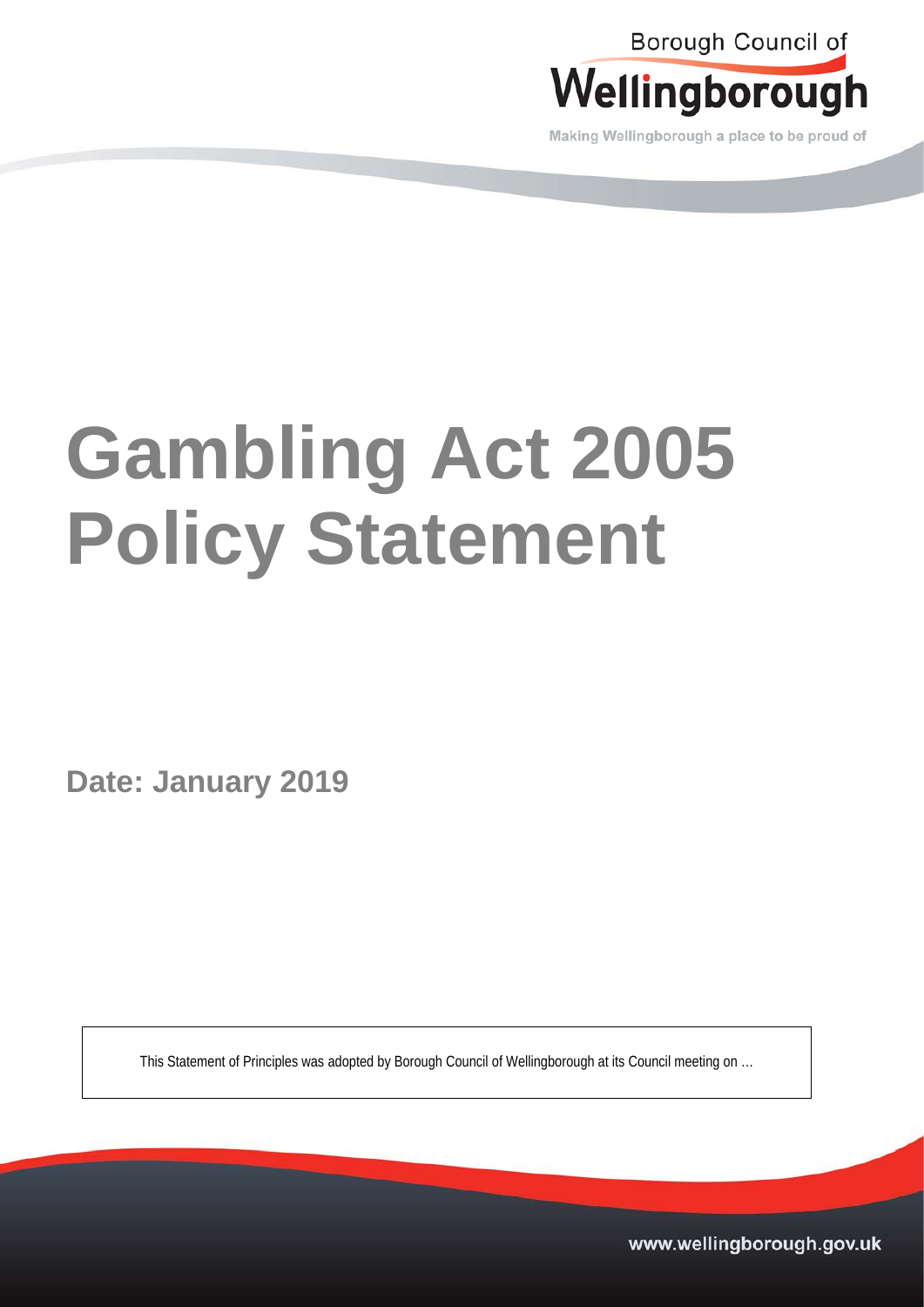Borough Council of

Wellingborough

Making Wellingborough a place to be proud of

# Gambling Act 2005 Policy Statement

**Date: January 2019**

This Statement of Principles was adopted by Borough Council of Wellingborough at its Council meeting on …

www.wellingborough.gov.uk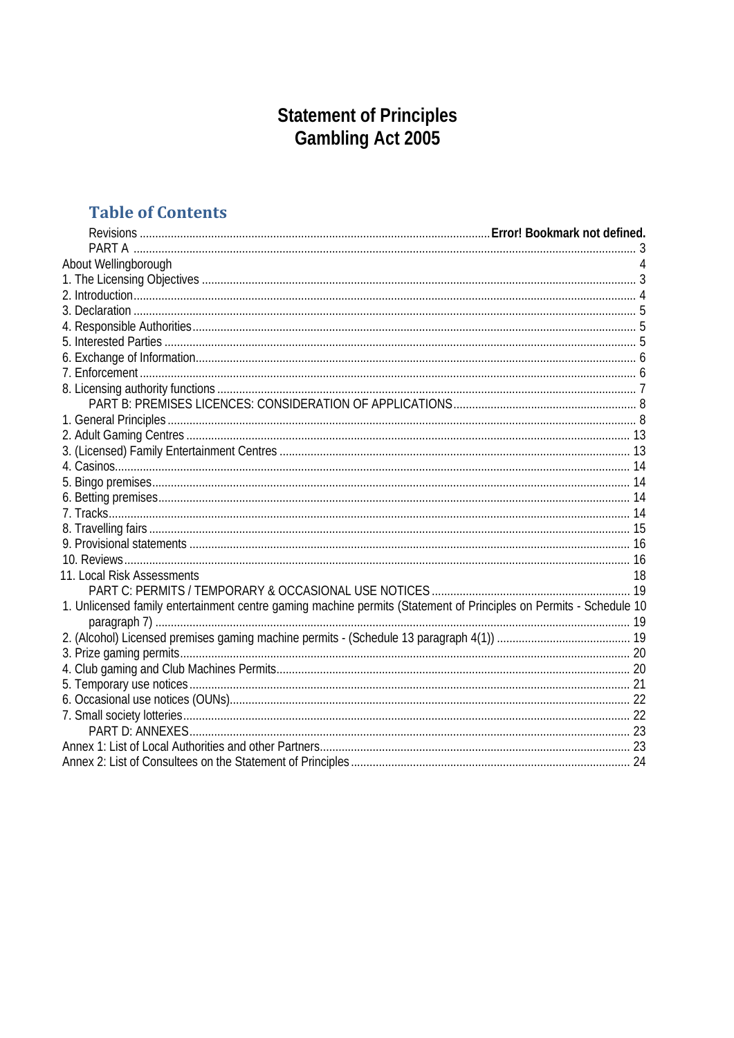# Statement of Principles
# Gambling Act 2005

## Table of Contents

Revisions ................................................................................................ **Error! Bookmark not defined.**
PART A ........................................................................................................ 3
About Wellingborough 4
1. The Licensing Objectives ........................................................................ 3
2. Introduction.............................................................................................. 4
3. Declaration .............................................................................................. 5
4. Responsible Authorities........................................................................... 5
5. Interested Parties .................................................................................... 5
6. Exchange of Information.......................................................................... 6
7. Enforcement ............................................................................................ 6
8. Licensing authority functions ................................................................... 7
PART B: PREMISES LICENCES: CONSIDERATION OF APPLICATIONS.......... 8
1. General Principles .................................................................................... 8
2. Adult Gaming Centres ............................................................................. 13
3. (Licensed) Family Entertainment Centres ............................................... 13
4. Casinos.................................................................................................... 14
5. Bingo premises........................................................................................ 14
6. Betting premises...................................................................................... 14
7. Tracks...................................................................................................... 14
8. Travelling fairs ......................................................................................... 15
9. Provisional statements ............................................................................ 16
10. Reviews................................................................................................. 16
11. Local Risk Assessments 18
PART C: PERMITS / TEMPORARY & OCCASIONAL USE NOTICES ............... 19
1. Unlicensed family entertainment centre gaming machine permits (Statement of Principles on Permits - Schedule 10 paragraph 7) ........................................................................................... 19
2. (Alcohol) Licensed premises gaming machine permits - (Schedule 13 paragraph 4(1)) ................... 19
3. Prize gaming permits............................................................................... 20
4. Club gaming and Club Machines Permits................................................. 20
5. Temporary use notices............................................................................ 21
6. Occasional use notices (OUNs)............................................................... 22
7. Small society lotteries.............................................................................. 22
PART D: ANNEXES.................................................................................... 23
Annex 1: List of Local Authorities and other Partners.................................. 23
Annex 2: List of Consultees on the Statement of Principles......................... 24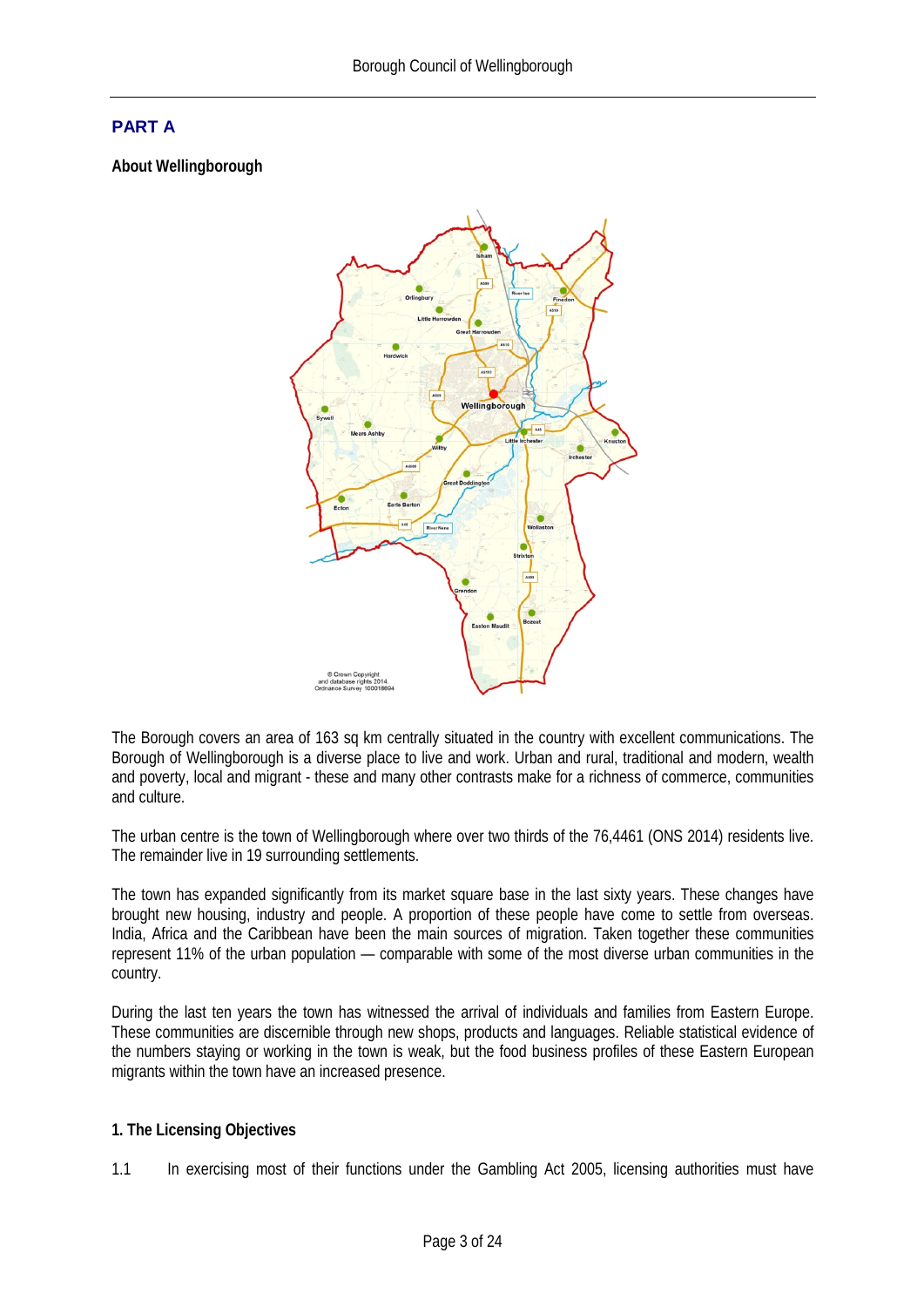## PART A

### About Wellingborough

The Borough covers an area of 163 sq km centrally situated in the country with excellent communications. The Borough of Wellingborough is a diverse place to live and work. Urban and rural, traditional and modern, wealth and poverty, local and migrant - these and many other contrasts make for a richness of commerce, communities and culture.

The urban centre is the town of Wellingborough where over two thirds of the 76,4461 (ONS 2014) residents live. The remainder live in 19 surrounding settlements.

The town has expanded significantly from its market square base in the last sixty years. These changes have brought new housing, industry and people. A proportion of these people have come to settle from overseas. India, Africa and the Caribbean have been the main sources of migration. Taken together these communities represent 11% of the urban population — comparable with some of the most diverse urban communities in the country.

During the last ten years the town has witnessed the arrival of individuals and families from Eastern Europe. These communities are discernible through new shops, products and languages. Reliable statistical evidence of the numbers staying or working in the town is weak, but the food business profiles of these Eastern European migrants within the town have an increased presence.

### 1. The Licensing Objectives

1.1 In exercising most of their functions under the Gambling Act 2005, licensing authorities must have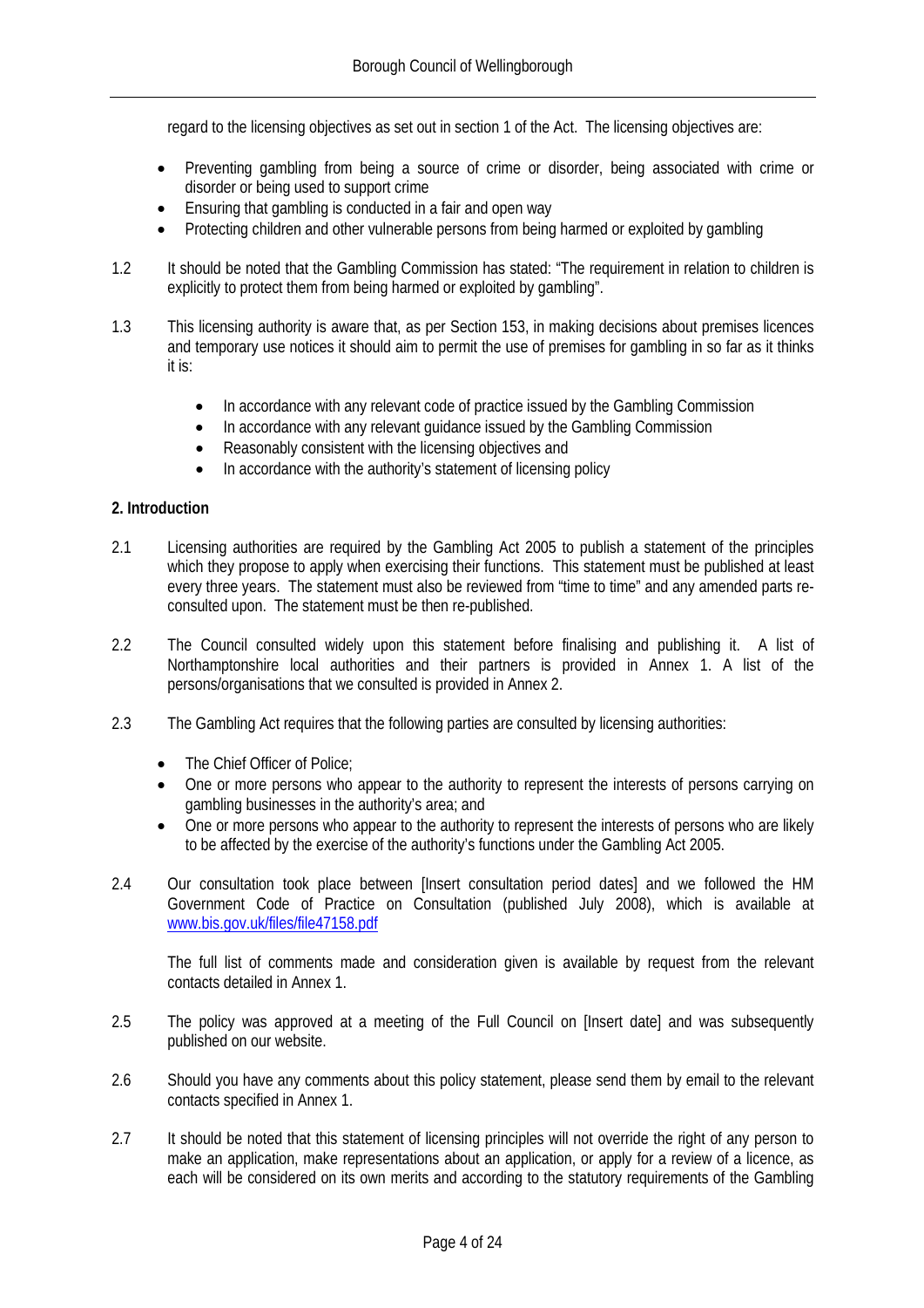regard to the licensing objectives as set out in section 1 of the Act. The licensing objectives are:

- Preventing gambling from being a source of crime or disorder, being associated with crime or disorder or being used to support crime
- Ensuring that gambling is conducted in a fair and open way
- Protecting children and other vulnerable persons from being harmed or exploited by gambling

1.2 It should be noted that the Gambling Commission has stated: "The requirement in relation to children is explicitly to protect them from being harmed or exploited by gambling".

1.3 This licensing authority is aware that, as per Section 153, in making decisions about premises licences and temporary use notices it should aim to permit the use of premises for gambling in so far as it thinks it is:

- In accordance with any relevant code of practice issued by the Gambling Commission
- In accordance with any relevant guidance issued by the Gambling Commission
- Reasonably consistent with the licensing objectives and
- In accordance with the authority's statement of licensing policy

**2. Introduction**

2.1 Licensing authorities are required by the Gambling Act 2005 to publish a statement of the principles which they propose to apply when exercising their functions. This statement must be published at least every three years. The statement must also be reviewed from "time to time" and any amended parts re-consulted upon. The statement must be then re-published.

2.2 The Council consulted widely upon this statement before finalising and publishing it. A list of Northamptonshire local authorities and their partners is provided in Annex 1. A list of the persons/organisations that we consulted is provided in Annex 2.

2.3 The Gambling Act requires that the following parties are consulted by licensing authorities:

- The Chief Officer of Police;
- One or more persons who appear to the authority to represent the interests of persons carrying on gambling businesses in the authority's area; and
- One or more persons who appear to the authority to represent the interests of persons who are likely to be affected by the exercise of the authority's functions under the Gambling Act 2005.

2.4 Our consultation took place between [Insert consultation period dates] and we followed the HM Government Code of Practice on Consultation (published July 2008), which is available at www.bis.gov.uk/files/file47158.pdf

The full list of comments made and consideration given is available by request from the relevant contacts detailed in Annex 1.

2.5 The policy was approved at a meeting of the Full Council on [Insert date] and was subsequently published on our website.

2.6 Should you have any comments about this policy statement, please send them by email to the relevant contacts specified in Annex 1.

2.7 It should be noted that this statement of licensing principles will not override the right of any person to make an application, make representations about an application, or apply for a review of a licence, as each will be considered on its own merits and according to the statutory requirements of the Gambling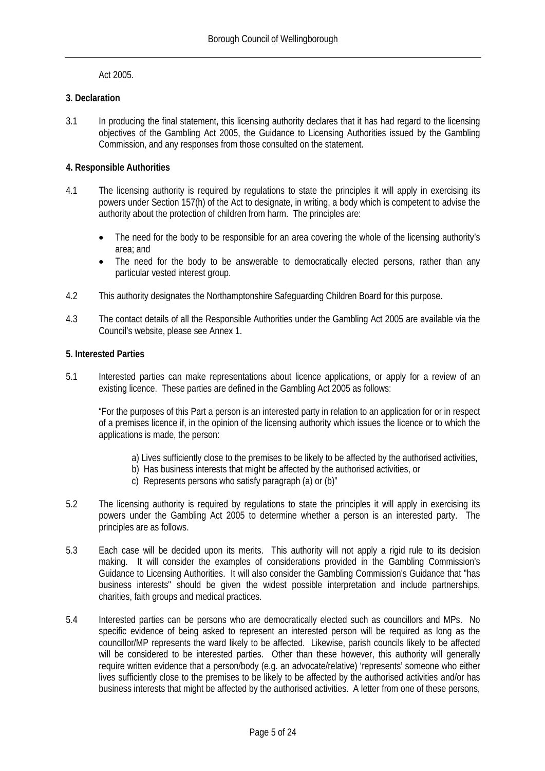Act 2005.

### 3. Declaration

3.1 In producing the final statement, this licensing authority declares that it has had regard to the licensing objectives of the Gambling Act 2005, the Guidance to Licensing Authorities issued by the Gambling Commission, and any responses from those consulted on the statement.

### 4. Responsible Authorities

4.1 The licensing authority is required by regulations to state the principles it will apply in exercising its powers under Section 157(h) of the Act to designate, in writing, a body which is competent to advise the authority about the protection of children from harm. The principles are:

- The need for the body to be responsible for an area covering the whole of the licensing authority's area; and
- The need for the body to be answerable to democratically elected persons, rather than any particular vested interest group.

4.2 This authority designates the Northamptonshire Safeguarding Children Board for this purpose.

4.3 The contact details of all the Responsible Authorities under the Gambling Act 2005 are available via the Council's website, please see Annex 1.

### 5. Interested Parties

5.1 Interested parties can make representations about licence applications, or apply for a review of an existing licence. These parties are defined in the Gambling Act 2005 as follows:

"For the purposes of this Part a person is an interested party in relation to an application for or in respect of a premises licence if, in the opinion of the licensing authority which issues the licence or to which the applications is made, the person:

a) Lives sufficiently close to the premises to be likely to be affected by the authorised activities,
b) Has business interests that might be affected by the authorised activities, or
c) Represents persons who satisfy paragraph (a) or (b)"

5.2 The licensing authority is required by regulations to state the principles it will apply in exercising its powers under the Gambling Act 2005 to determine whether a person is an interested party. The principles are as follows.

5.3 Each case will be decided upon its merits. This authority will not apply a rigid rule to its decision making. It will consider the examples of considerations provided in the Gambling Commission's Guidance to Licensing Authorities. It will also consider the Gambling Commission's Guidance that "has business interests" should be given the widest possible interpretation and include partnerships, charities, faith groups and medical practices.

5.4 Interested parties can be persons who are democratically elected such as councillors and MPs. No specific evidence of being asked to represent an interested person will be required as long as the councillor/MP represents the ward likely to be affected. Likewise, parish councils likely to be affected will be considered to be interested parties. Other than these however, this authority will generally require written evidence that a person/body (e.g. an advocate/relative) 'represents' someone who either lives sufficiently close to the premises to be likely to be affected by the authorised activities and/or has business interests that might be affected by the authorised activities. A letter from one of these persons,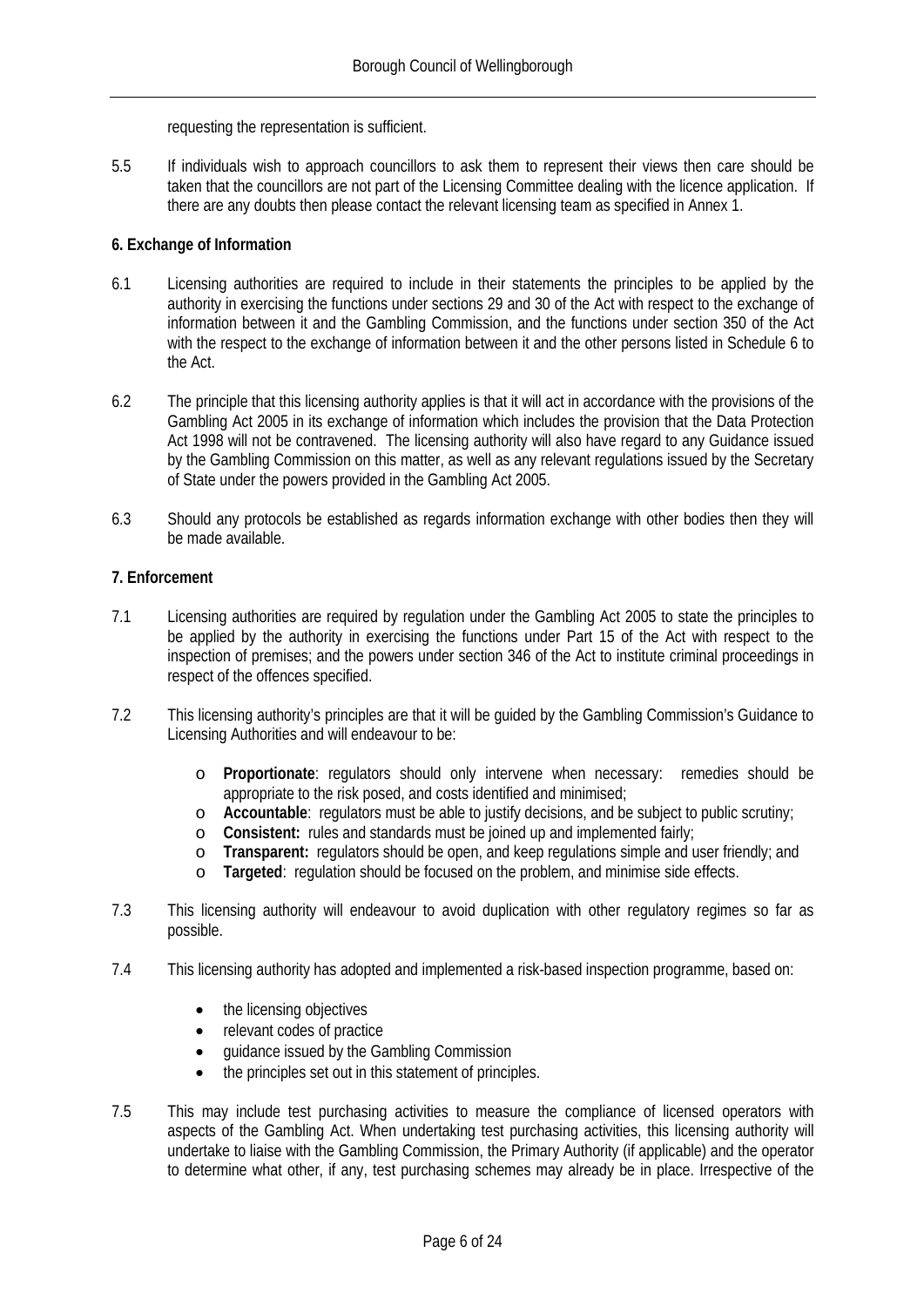requesting the representation is sufficient.

5.5 If individuals wish to approach councillors to ask them to represent their views then care should be taken that the councillors are not part of the Licensing Committee dealing with the licence application. If there are any doubts then please contact the relevant licensing team as specified in Annex 1.

**6. Exchange of Information**

6.1 Licensing authorities are required to include in their statements the principles to be applied by the authority in exercising the functions under sections 29 and 30 of the Act with respect to the exchange of information between it and the Gambling Commission, and the functions under section 350 of the Act with the respect to the exchange of information between it and the other persons listed in Schedule 6 to the Act.

6.2 The principle that this licensing authority applies is that it will act in accordance with the provisions of the Gambling Act 2005 in its exchange of information which includes the provision that the Data Protection Act 1998 will not be contravened. The licensing authority will also have regard to any Guidance issued by the Gambling Commission on this matter, as well as any relevant regulations issued by the Secretary of State under the powers provided in the Gambling Act 2005.

6.3 Should any protocols be established as regards information exchange with other bodies then they will be made available.

**7. Enforcement**

7.1 Licensing authorities are required by regulation under the Gambling Act 2005 to state the principles to be applied by the authority in exercising the functions under Part 15 of the Act with respect to the inspection of premises; and the powers under section 346 of the Act to institute criminal proceedings in respect of the offences specified.

7.2 This licensing authority's principles are that it will be guided by the Gambling Commission's Guidance to Licensing Authorities and will endeavour to be:

- **Proportionate**: regulators should only intervene when necessary: remedies should be appropriate to the risk posed, and costs identified and minimised;
- **Accountable**: regulators must be able to justify decisions, and be subject to public scrutiny;
- **Consistent:** rules and standards must be joined up and implemented fairly;
- **Transparent:** regulators should be open, and keep regulations simple and user friendly; and
- **Targeted**: regulation should be focused on the problem, and minimise side effects.

7.3 This licensing authority will endeavour to avoid duplication with other regulatory regimes so far as possible.

7.4 This licensing authority has adopted and implemented a risk-based inspection programme, based on:

- the licensing objectives
- relevant codes of practice
- guidance issued by the Gambling Commission
- the principles set out in this statement of principles.

7.5 This may include test purchasing activities to measure the compliance of licensed operators with aspects of the Gambling Act. When undertaking test purchasing activities, this licensing authority will undertake to liaise with the Gambling Commission, the Primary Authority (if applicable) and the operator to determine what other, if any, test purchasing schemes may already be in place. Irrespective of the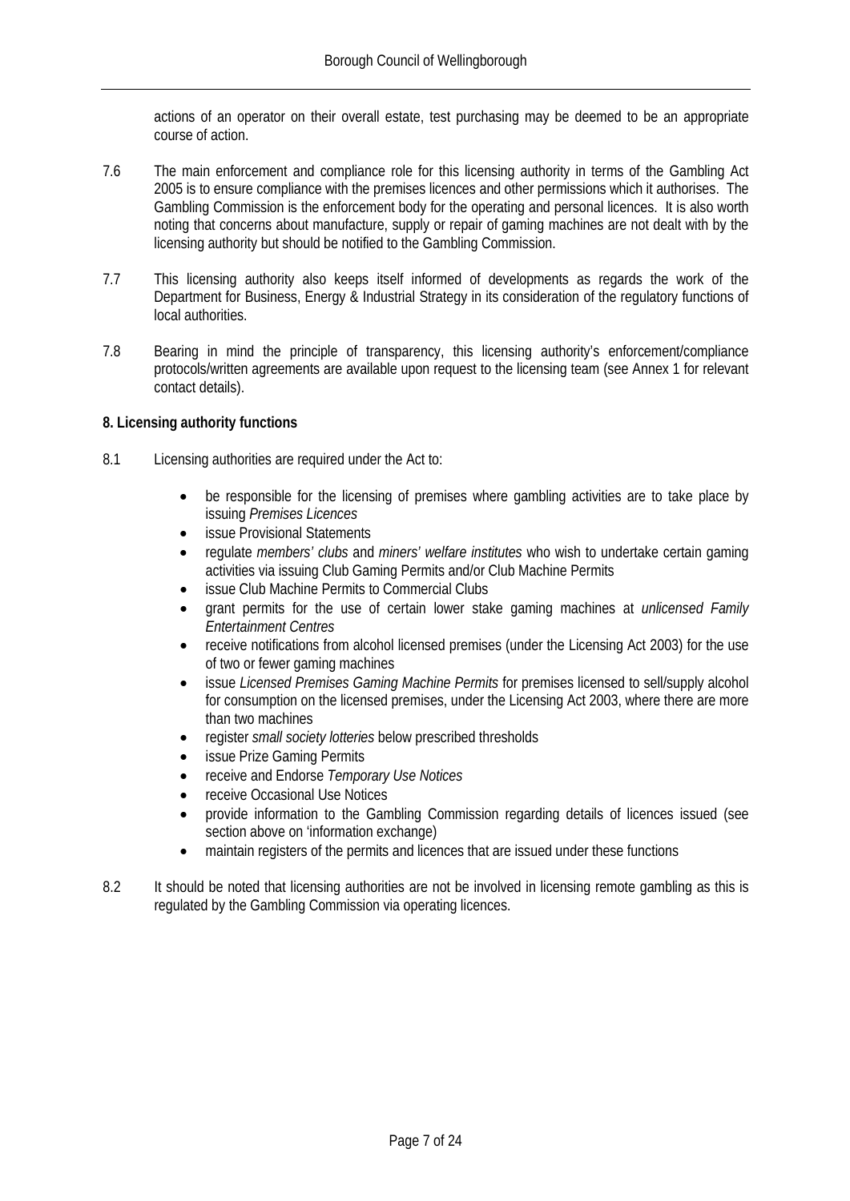actions of an operator on their overall estate, test purchasing may be deemed to be an appropriate course of action.

7.6 The main enforcement and compliance role for this licensing authority in terms of the Gambling Act 2005 is to ensure compliance with the premises licences and other permissions which it authorises. The Gambling Commission is the enforcement body for the operating and personal licences. It is also worth noting that concerns about manufacture, supply or repair of gaming machines are not dealt with by the licensing authority but should be notified to the Gambling Commission.

7.7 This licensing authority also keeps itself informed of developments as regards the work of the Department for Business, Energy & Industrial Strategy in its consideration of the regulatory functions of local authorities.

7.8 Bearing in mind the principle of transparency, this licensing authority's enforcement/compliance protocols/written agreements are available upon request to the licensing team (see Annex 1 for relevant contact details).

**8. Licensing authority functions**

8.1 Licensing authorities are required under the Act to:

- be responsible for the licensing of premises where gambling activities are to take place by issuing *Premises Licences*
- issue Provisional Statements
- regulate *members' clubs* and *miners' welfare institutes* who wish to undertake certain gaming activities via issuing Club Gaming Permits and/or Club Machine Permits
- issue Club Machine Permits to Commercial Clubs
- grant permits for the use of certain lower stake gaming machines at *unlicensed Family Entertainment Centres*
- receive notifications from alcohol licensed premises (under the Licensing Act 2003) for the use of two or fewer gaming machines
- issue *Licensed Premises Gaming Machine Permits* for premises licensed to sell/supply alcohol for consumption on the licensed premises, under the Licensing Act 2003, where there are more than two machines
- register *small society lotteries* below prescribed thresholds
- issue Prize Gaming Permits
- receive and Endorse *Temporary Use Notices*
- receive Occasional Use Notices
- provide information to the Gambling Commission regarding details of licences issued (see section above on 'information exchange)
- maintain registers of the permits and licences that are issued under these functions

8.2 It should be noted that licensing authorities are not be involved in licensing remote gambling as this is regulated by the Gambling Commission via operating licences.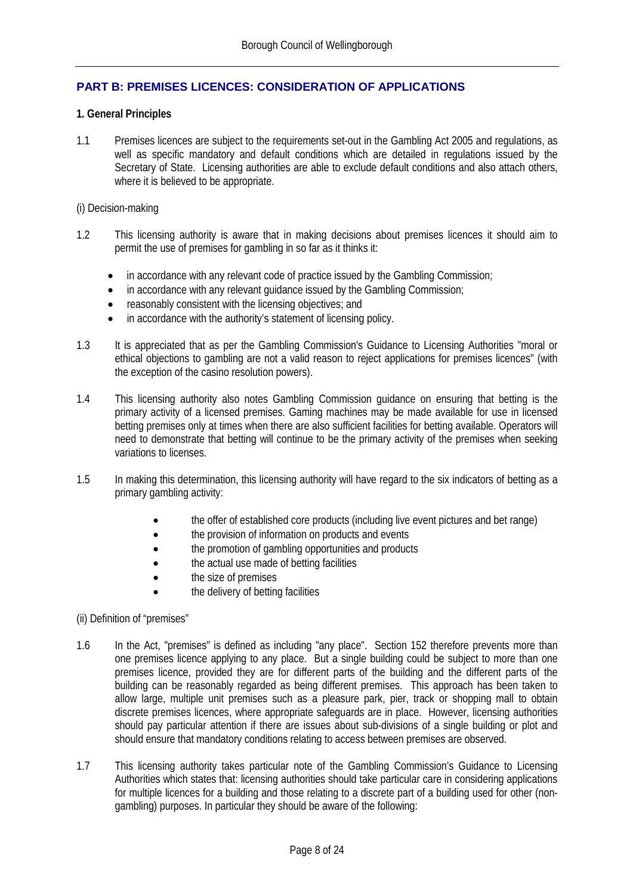## PART B: PREMISES LICENCES: CONSIDERATION OF APPLICATIONS

**1. General Principles**

1.1 Premises licences are subject to the requirements set-out in the Gambling Act 2005 and regulations, as well as specific mandatory and default conditions which are detailed in regulations issued by the Secretary of State. Licensing authorities are able to exclude default conditions and also attach others, where it is believed to be appropriate.

(i) Decision-making

1.2 This licensing authority is aware that in making decisions about premises licences it should aim to permit the use of premises for gambling in so far as it thinks it:

- in accordance with any relevant code of practice issued by the Gambling Commission;
- in accordance with any relevant guidance issued by the Gambling Commission;
- reasonably consistent with the licensing objectives; and
- in accordance with the authority's statement of licensing policy.

1.3 It is appreciated that as per the Gambling Commission's Guidance to Licensing Authorities "moral or ethical objections to gambling are not a valid reason to reject applications for premises licences" (with the exception of the casino resolution powers).

1.4 This licensing authority also notes Gambling Commission guidance on ensuring that betting is the primary activity of a licensed premises. Gaming machines may be made available for use in licensed betting premises only at times when there are also sufficient facilities for betting available. Operators will need to demonstrate that betting will continue to be the primary activity of the premises when seeking variations to licenses.

1.5 In making this determination, this licensing authority will have regard to the six indicators of betting as a primary gambling activity:

- the offer of established core products (including live event pictures and bet range)
- the provision of information on products and events
- the promotion of gambling opportunities and products
- the actual use made of betting facilities
- the size of premises
- the delivery of betting facilities

(ii) Definition of "premises"

1.6 In the Act, "premises" is defined as including "any place". Section 152 therefore prevents more than one premises licence applying to any place. But a single building could be subject to more than one premises licence, provided they are for different parts of the building and the different parts of the building can be reasonably regarded as being different premises. This approach has been taken to allow large, multiple unit premises such as a pleasure park, pier, track or shopping mall to obtain discrete premises licences, where appropriate safeguards are in place. However, licensing authorities should pay particular attention if there are issues about sub-divisions of a single building or plot and should ensure that mandatory conditions relating to access between premises are observed.

1.7 This licensing authority takes particular note of the Gambling Commission's Guidance to Licensing Authorities which states that: licensing authorities should take particular care in considering applications for multiple licences for a building and those relating to a discrete part of a building used for other (non-gambling) purposes. In particular they should be aware of the following: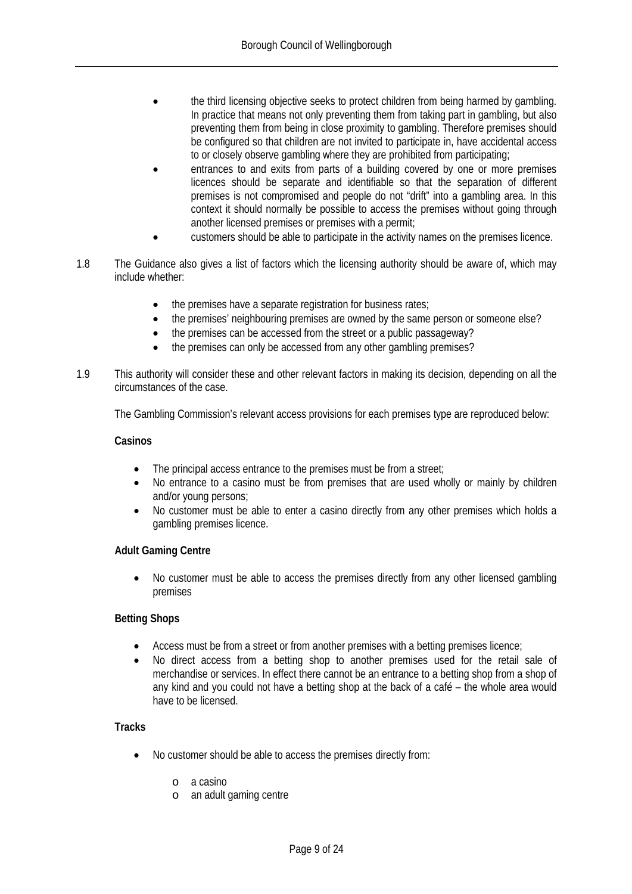- the third licensing objective seeks to protect children from being harmed by gambling. In practice that means not only preventing them from taking part in gambling, but also preventing them from being in close proximity to gambling. Therefore premises should be configured so that children are not invited to participate in, have accidental access to or closely observe gambling where they are prohibited from participating;
- entrances to and exits from parts of a building covered by one or more premises licences should be separate and identifiable so that the separation of different premises is not compromised and people do not "drift" into a gambling area. In this context it should normally be possible to access the premises without going through another licensed premises or premises with a permit;
- customers should be able to participate in the activity names on the premises licence.

1.8 The Guidance also gives a list of factors which the licensing authority should be aware of, which may include whether:

- the premises have a separate registration for business rates;
- the premises' neighbouring premises are owned by the same person or someone else?
- the premises can be accessed from the street or a public passageway?
- the premises can only be accessed from any other gambling premises?

1.9 This authority will consider these and other relevant factors in making its decision, depending on all the circumstances of the case.

The Gambling Commission's relevant access provisions for each premises type are reproduced below:

**Casinos**

- The principal access entrance to the premises must be from a street;
- No entrance to a casino must be from premises that are used wholly or mainly by children and/or young persons;
- No customer must be able to enter a casino directly from any other premises which holds a gambling premises licence.

**Adult Gaming Centre**

- No customer must be able to access the premises directly from any other licensed gambling premises

**Betting Shops**

- Access must be from a street or from another premises with a betting premises licence;
- No direct access from a betting shop to another premises used for the retail sale of merchandise or services. In effect there cannot be an entrance to a betting shop from a shop of any kind and you could not have a betting shop at the back of a café – the whole area would have to be licensed.

**Tracks**

- No customer should be able to access the premises directly from:
  - a casino
  - an adult gaming centre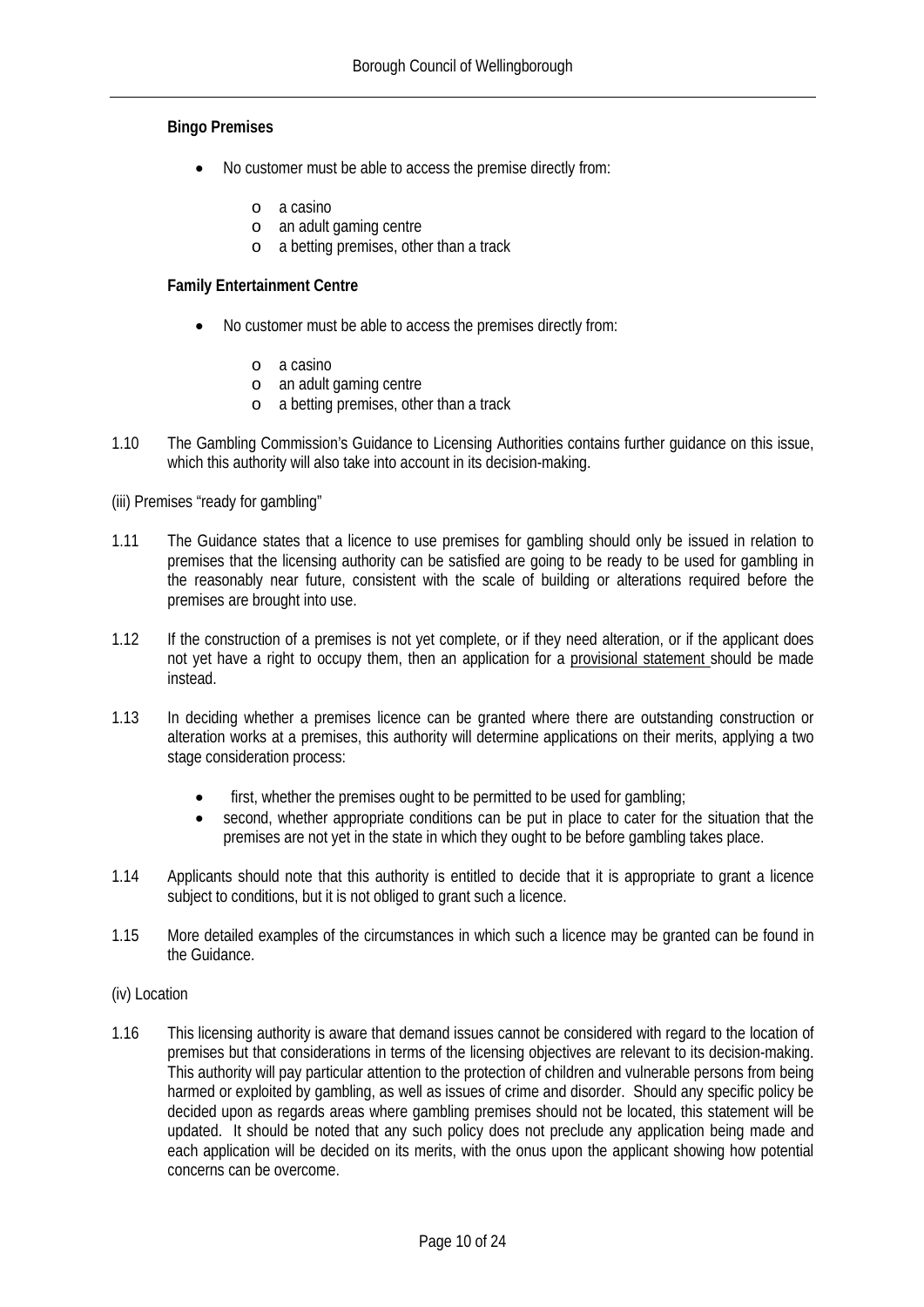**Bingo Premises**

- No customer must be able to access the premise directly from:
  - a casino
  - an adult gaming centre
  - a betting premises, other than a track

**Family Entertainment Centre**

- No customer must be able to access the premises directly from:
  - a casino
  - an adult gaming centre
  - a betting premises, other than a track

1.10 The Gambling Commission's Guidance to Licensing Authorities contains further guidance on this issue, which this authority will also take into account in its decision-making.

(iii) Premises "ready for gambling"

1.11 The Guidance states that a licence to use premises for gambling should only be issued in relation to premises that the licensing authority can be satisfied are going to be ready to be used for gambling in the reasonably near future, consistent with the scale of building or alterations required before the premises are brought into use.

1.12 If the construction of a premises is not yet complete, or if they need alteration, or if the applicant does not yet have a right to occupy them, then an application for a provisional statement should be made instead.

1.13 In deciding whether a premises licence can be granted where there are outstanding construction or alteration works at a premises, this authority will determine applications on their merits, applying a two stage consideration process:

- first, whether the premises ought to be permitted to be used for gambling;
- second, whether appropriate conditions can be put in place to cater for the situation that the premises are not yet in the state in which they ought to be before gambling takes place.

1.14 Applicants should note that this authority is entitled to decide that it is appropriate to grant a licence subject to conditions, but it is not obliged to grant such a licence.

1.15 More detailed examples of the circumstances in which such a licence may be granted can be found in the Guidance.

(iv) Location

1.16 This licensing authority is aware that demand issues cannot be considered with regard to the location of premises but that considerations in terms of the licensing objectives are relevant to its decision-making. This authority will pay particular attention to the protection of children and vulnerable persons from being harmed or exploited by gambling, as well as issues of crime and disorder. Should any specific policy be decided upon as regards areas where gambling premises should not be located, this statement will be updated. It should be noted that any such policy does not preclude any application being made and each application will be decided on its merits, with the onus upon the applicant showing how potential concerns can be overcome.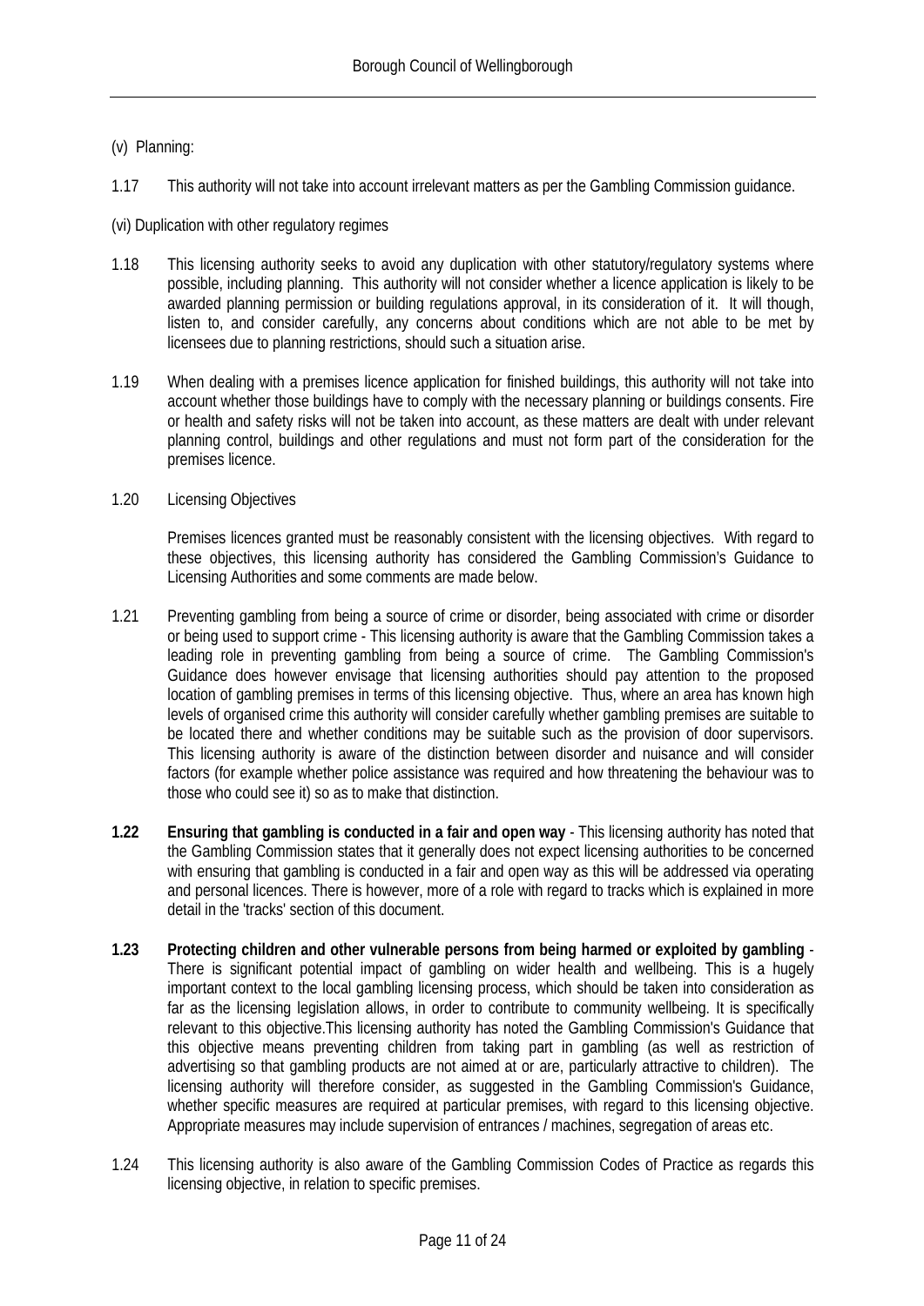(v) Planning:

1.17 This authority will not take into account irrelevant matters as per the Gambling Commission guidance.

(vi) Duplication with other regulatory regimes

1.18 This licensing authority seeks to avoid any duplication with other statutory/regulatory systems where possible, including planning. This authority will not consider whether a licence application is likely to be awarded planning permission or building regulations approval, in its consideration of it. It will though, listen to, and consider carefully, any concerns about conditions which are not able to be met by licensees due to planning restrictions, should such a situation arise.

1.19 When dealing with a premises licence application for finished buildings, this authority will not take into account whether those buildings have to comply with the necessary planning or buildings consents. Fire or health and safety risks will not be taken into account, as these matters are dealt with under relevant planning control, buildings and other regulations and must not form part of the consideration for the premises licence.

1.20 Licensing Objectives

Premises licences granted must be reasonably consistent with the licensing objectives. With regard to these objectives, this licensing authority has considered the Gambling Commission's Guidance to Licensing Authorities and some comments are made below.

1.21 Preventing gambling from being a source of crime or disorder, being associated with crime or disorder or being used to support crime - This licensing authority is aware that the Gambling Commission takes a leading role in preventing gambling from being a source of crime. The Gambling Commission's Guidance does however envisage that licensing authorities should pay attention to the proposed location of gambling premises in terms of this licensing objective. Thus, where an area has known high levels of organised crime this authority will consider carefully whether gambling premises are suitable to be located there and whether conditions may be suitable such as the provision of door supervisors. This licensing authority is aware of the distinction between disorder and nuisance and will consider factors (for example whether police assistance was required and how threatening the behaviour was to those who could see it) so as to make that distinction.

**1.22 Ensuring that gambling is conducted in a fair and open way** - This licensing authority has noted that the Gambling Commission states that it generally does not expect licensing authorities to be concerned with ensuring that gambling is conducted in a fair and open way as this will be addressed via operating and personal licences. There is however, more of a role with regard to tracks which is explained in more detail in the 'tracks' section of this document.

**1.23 Protecting children and other vulnerable persons from being harmed or exploited by gambling** - There is significant potential impact of gambling on wider health and wellbeing. This is a hugely important context to the local gambling licensing process, which should be taken into consideration as far as the licensing legislation allows, in order to contribute to community wellbeing. It is specifically relevant to this objective.This licensing authority has noted the Gambling Commission's Guidance that this objective means preventing children from taking part in gambling (as well as restriction of advertising so that gambling products are not aimed at or are, particularly attractive to children). The licensing authority will therefore consider, as suggested in the Gambling Commission's Guidance, whether specific measures are required at particular premises, with regard to this licensing objective. Appropriate measures may include supervision of entrances / machines, segregation of areas etc.

1.24 This licensing authority is also aware of the Gambling Commission Codes of Practice as regards this licensing objective, in relation to specific premises.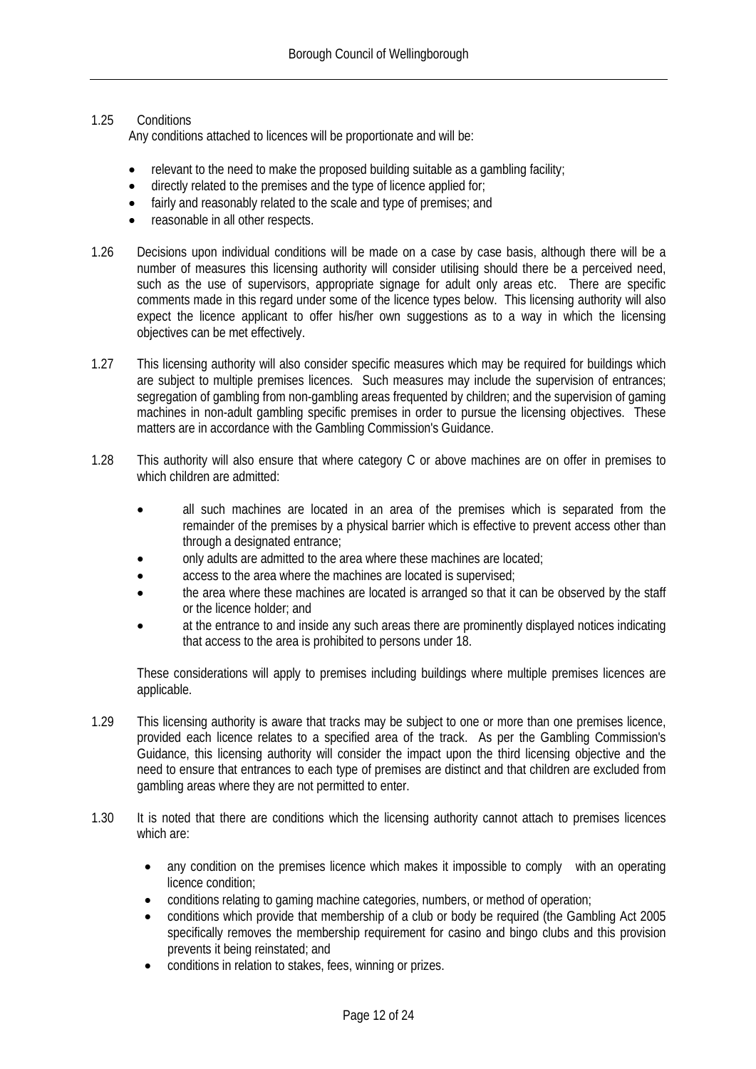1.25 Conditions

Any conditions attached to licences will be proportionate and will be:

- relevant to the need to make the proposed building suitable as a gambling facility;
- directly related to the premises and the type of licence applied for;
- fairly and reasonably related to the scale and type of premises; and
- reasonable in all other respects.

1.26 Decisions upon individual conditions will be made on a case by case basis, although there will be a number of measures this licensing authority will consider utilising should there be a perceived need, such as the use of supervisors, appropriate signage for adult only areas etc. There are specific comments made in this regard under some of the licence types below. This licensing authority will also expect the licence applicant to offer his/her own suggestions as to a way in which the licensing objectives can be met effectively.

1.27 This licensing authority will also consider specific measures which may be required for buildings which are subject to multiple premises licences. Such measures may include the supervision of entrances; segregation of gambling from non-gambling areas frequented by children; and the supervision of gaming machines in non-adult gambling specific premises in order to pursue the licensing objectives. These matters are in accordance with the Gambling Commission's Guidance.

1.28 This authority will also ensure that where category C or above machines are on offer in premises to which children are admitted:

- all such machines are located in an area of the premises which is separated from the remainder of the premises by a physical barrier which is effective to prevent access other than through a designated entrance;
- only adults are admitted to the area where these machines are located;
- access to the area where the machines are located is supervised;
- the area where these machines are located is arranged so that it can be observed by the staff or the licence holder; and
- at the entrance to and inside any such areas there are prominently displayed notices indicating that access to the area is prohibited to persons under 18.

These considerations will apply to premises including buildings where multiple premises licences are applicable.

1.29 This licensing authority is aware that tracks may be subject to one or more than one premises licence, provided each licence relates to a specified area of the track. As per the Gambling Commission's Guidance, this licensing authority will consider the impact upon the third licensing objective and the need to ensure that entrances to each type of premises are distinct and that children are excluded from gambling areas where they are not permitted to enter.

1.30 It is noted that there are conditions which the licensing authority cannot attach to premises licences which are:

- any condition on the premises licence which makes it impossible to comply with an operating licence condition;
- conditions relating to gaming machine categories, numbers, or method of operation;
- conditions which provide that membership of a club or body be required (the Gambling Act 2005 specifically removes the membership requirement for casino and bingo clubs and this provision prevents it being reinstated; and
- conditions in relation to stakes, fees, winning or prizes.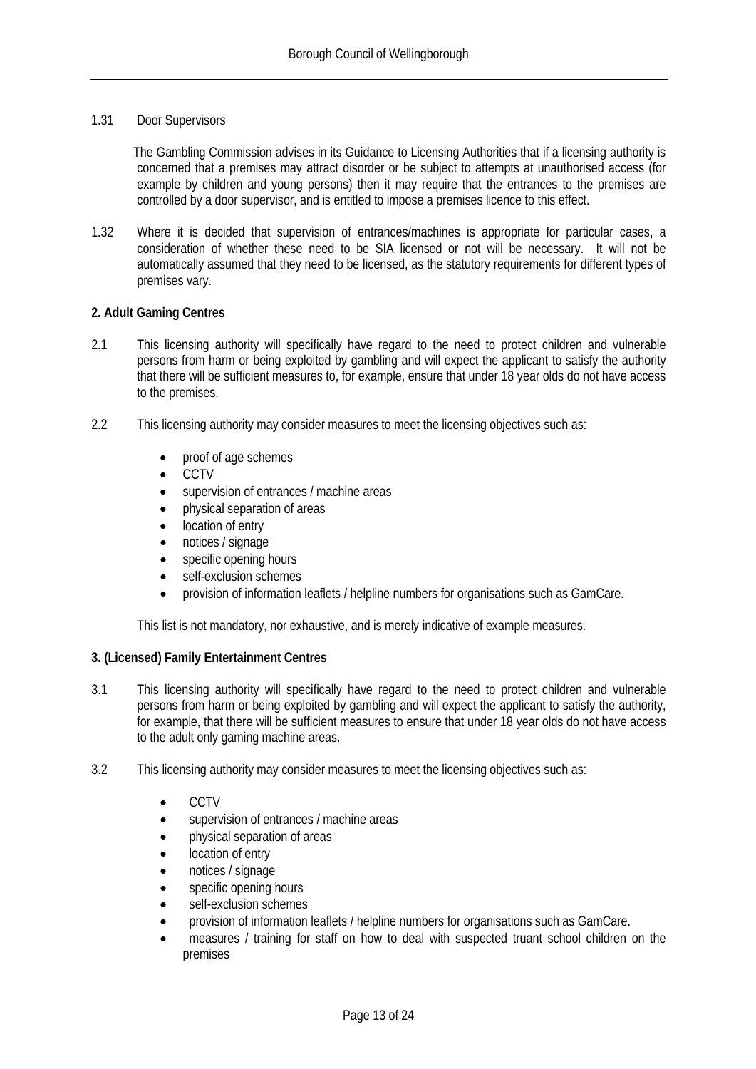1.31 Door Supervisors

The Gambling Commission advises in its Guidance to Licensing Authorities that if a licensing authority is concerned that a premises may attract disorder or be subject to attempts at unauthorised access (for example by children and young persons) then it may require that the entrances to the premises are controlled by a door supervisor, and is entitled to impose a premises licence to this effect.

1.32 Where it is decided that supervision of entrances/machines is appropriate for particular cases, a consideration of whether these need to be SIA licensed or not will be necessary. It will not be automatically assumed that they need to be licensed, as the statutory requirements for different types of premises vary.

**2. Adult Gaming Centres**

2.1 This licensing authority will specifically have regard to the need to protect children and vulnerable persons from harm or being exploited by gambling and will expect the applicant to satisfy the authority that there will be sufficient measures to, for example, ensure that under 18 year olds do not have access to the premises.

2.2 This licensing authority may consider measures to meet the licensing objectives such as:

- proof of age schemes
- CCTV
- supervision of entrances / machine areas
- physical separation of areas
- location of entry
- notices / signage
- specific opening hours
- self-exclusion schemes
- provision of information leaflets / helpline numbers for organisations such as GamCare.

This list is not mandatory, nor exhaustive, and is merely indicative of example measures.

**3. (Licensed) Family Entertainment Centres**

3.1 This licensing authority will specifically have regard to the need to protect children and vulnerable persons from harm or being exploited by gambling and will expect the applicant to satisfy the authority, for example, that there will be sufficient measures to ensure that under 18 year olds do not have access to the adult only gaming machine areas.

3.2 This licensing authority may consider measures to meet the licensing objectives such as:

- CCTV
- supervision of entrances / machine areas
- physical separation of areas
- location of entry
- notices / signage
- specific opening hours
- self-exclusion schemes
- provision of information leaflets / helpline numbers for organisations such as GamCare.
- measures / training for staff on how to deal with suspected truant school children on the premises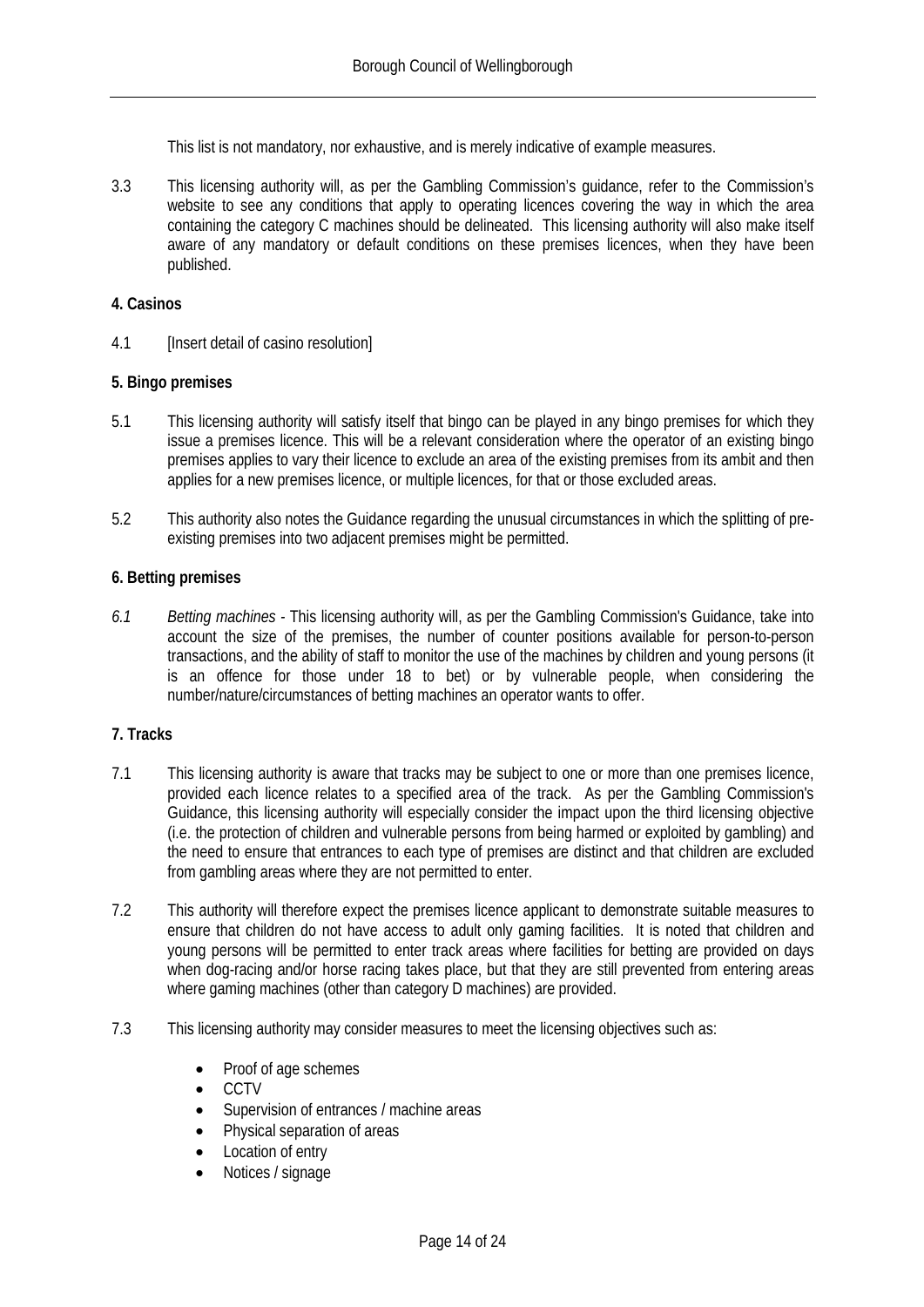This list is not mandatory, nor exhaustive, and is merely indicative of example measures.

3.3 This licensing authority will, as per the Gambling Commission's guidance, refer to the Commission's website to see any conditions that apply to operating licences covering the way in which the area containing the category C machines should be delineated. This licensing authority will also make itself aware of any mandatory or default conditions on these premises licences, when they have been published.

**4. Casinos**

4.1 [Insert detail of casino resolution]

**5. Bingo premises**

5.1 This licensing authority will satisfy itself that bingo can be played in any bingo premises for which they issue a premises licence. This will be a relevant consideration where the operator of an existing bingo premises applies to vary their licence to exclude an area of the existing premises from its ambit and then applies for a new premises licence, or multiple licences, for that or those excluded areas.

5.2 This authority also notes the Guidance regarding the unusual circumstances in which the splitting of pre-existing premises into two adjacent premises might be permitted.

**6. Betting premises**

*6.1* *Betting machines* - This licensing authority will, as per the Gambling Commission's Guidance, take into account the size of the premises, the number of counter positions available for person-to-person transactions, and the ability of staff to monitor the use of the machines by children and young persons (it is an offence for those under 18 to bet) or by vulnerable people, when considering the number/nature/circumstances of betting machines an operator wants to offer.

**7. Tracks**

7.1 This licensing authority is aware that tracks may be subject to one or more than one premises licence, provided each licence relates to a specified area of the track. As per the Gambling Commission's Guidance, this licensing authority will especially consider the impact upon the third licensing objective (i.e. the protection of children and vulnerable persons from being harmed or exploited by gambling) and the need to ensure that entrances to each type of premises are distinct and that children are excluded from gambling areas where they are not permitted to enter.

7.2 This authority will therefore expect the premises licence applicant to demonstrate suitable measures to ensure that children do not have access to adult only gaming facilities. It is noted that children and young persons will be permitted to enter track areas where facilities for betting are provided on days when dog-racing and/or horse racing takes place, but that they are still prevented from entering areas where gaming machines (other than category D machines) are provided.

7.3 This licensing authority may consider measures to meet the licensing objectives such as:

- Proof of age schemes
- CCTV
- Supervision of entrances / machine areas
- Physical separation of areas
- Location of entry
- Notices / signage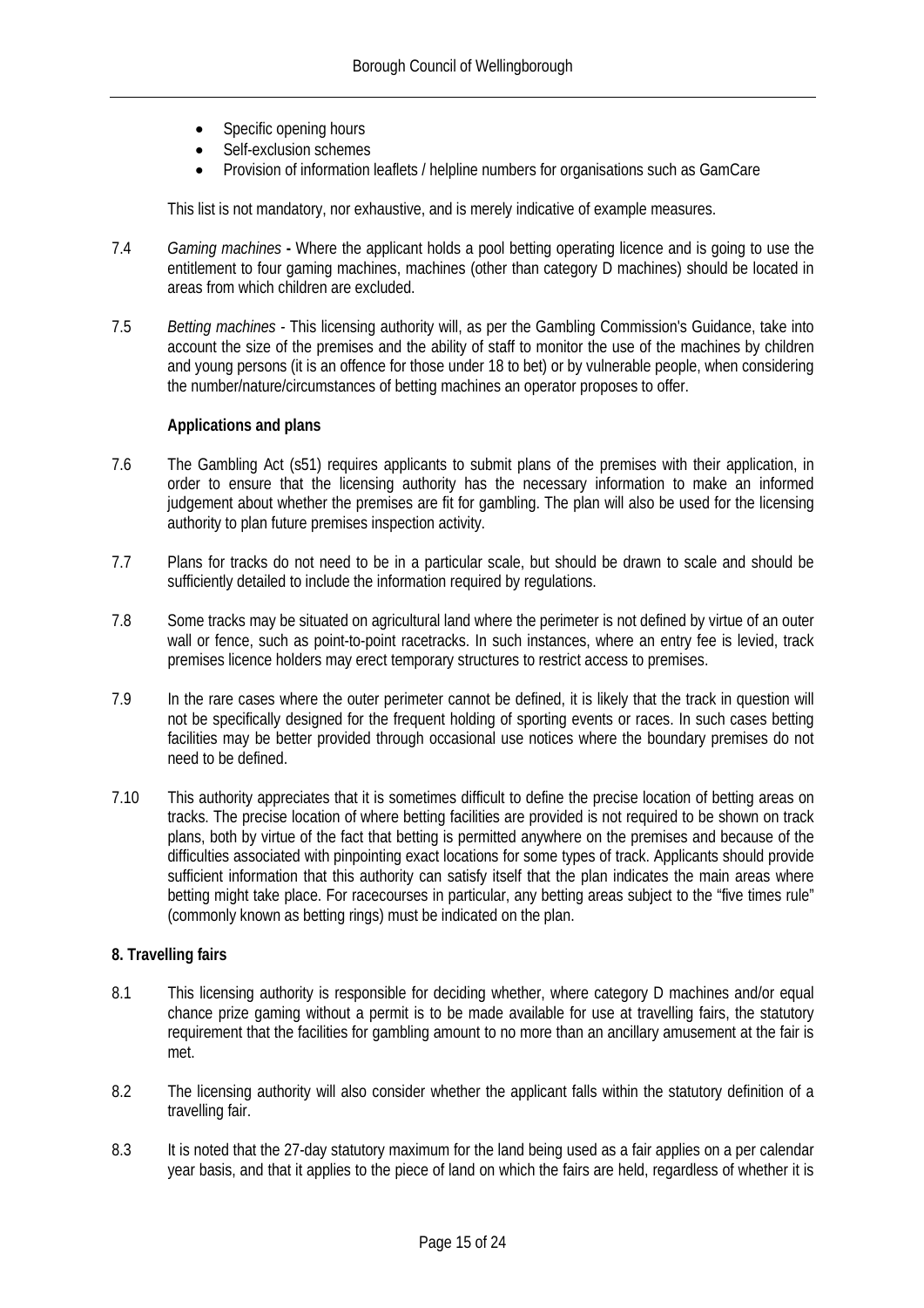- Specific opening hours
- Self-exclusion schemes
- Provision of information leaflets / helpline numbers for organisations such as GamCare

This list is not mandatory, nor exhaustive, and is merely indicative of example measures.

7.4 *Gaming machines* **-** Where the applicant holds a pool betting operating licence and is going to use the entitlement to four gaming machines, machines (other than category D machines) should be located in areas from which children are excluded.

7.5 *Betting machines* - This licensing authority will, as per the Gambling Commission's Guidance, take into account the size of the premises and the ability of staff to monitor the use of the machines by children and young persons (it is an offence for those under 18 to bet) or by vulnerable people, when considering the number/nature/circumstances of betting machines an operator proposes to offer.

**Applications and plans**

7.6 The Gambling Act (s51) requires applicants to submit plans of the premises with their application, in order to ensure that the licensing authority has the necessary information to make an informed judgement about whether the premises are fit for gambling. The plan will also be used for the licensing authority to plan future premises inspection activity.

7.7 Plans for tracks do not need to be in a particular scale, but should be drawn to scale and should be sufficiently detailed to include the information required by regulations.

7.8 Some tracks may be situated on agricultural land where the perimeter is not defined by virtue of an outer wall or fence, such as point-to-point racetracks. In such instances, where an entry fee is levied, track premises licence holders may erect temporary structures to restrict access to premises.

7.9 In the rare cases where the outer perimeter cannot be defined, it is likely that the track in question will not be specifically designed for the frequent holding of sporting events or races. In such cases betting facilities may be better provided through occasional use notices where the boundary premises do not need to be defined.

7.10 This authority appreciates that it is sometimes difficult to define the precise location of betting areas on tracks. The precise location of where betting facilities are provided is not required to be shown on track plans, both by virtue of the fact that betting is permitted anywhere on the premises and because of the difficulties associated with pinpointing exact locations for some types of track. Applicants should provide sufficient information that this authority can satisfy itself that the plan indicates the main areas where betting might take place. For racecourses in particular, any betting areas subject to the "five times rule" (commonly known as betting rings) must be indicated on the plan.

## 8. Travelling fairs

8.1 This licensing authority is responsible for deciding whether, where category D machines and/or equal chance prize gaming without a permit is to be made available for use at travelling fairs, the statutory requirement that the facilities for gambling amount to no more than an ancillary amusement at the fair is met.

8.2 The licensing authority will also consider whether the applicant falls within the statutory definition of a travelling fair.

8.3 It is noted that the 27-day statutory maximum for the land being used as a fair applies on a per calendar year basis, and that it applies to the piece of land on which the fairs are held, regardless of whether it is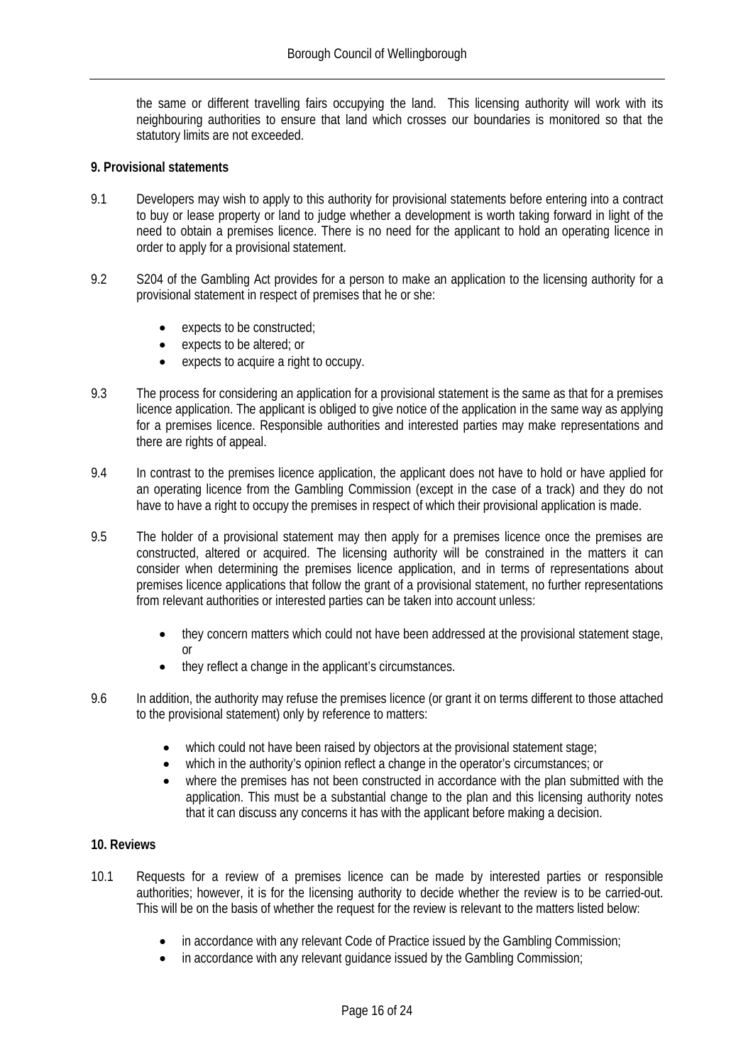the same or different travelling fairs occupying the land. This licensing authority will work with its neighbouring authorities to ensure that land which crosses our boundaries is monitored so that the statutory limits are not exceeded.

**9. Provisional statements**

9.1 Developers may wish to apply to this authority for provisional statements before entering into a contract to buy or lease property or land to judge whether a development is worth taking forward in light of the need to obtain a premises licence. There is no need for the applicant to hold an operating licence in order to apply for a provisional statement.

9.2 S204 of the Gambling Act provides for a person to make an application to the licensing authority for a provisional statement in respect of premises that he or she:

- expects to be constructed;
- expects to be altered; or
- expects to acquire a right to occupy.

9.3 The process for considering an application for a provisional statement is the same as that for a premises licence application. The applicant is obliged to give notice of the application in the same way as applying for a premises licence. Responsible authorities and interested parties may make representations and there are rights of appeal.

9.4 In contrast to the premises licence application, the applicant does not have to hold or have applied for an operating licence from the Gambling Commission (except in the case of a track) and they do not have to have a right to occupy the premises in respect of which their provisional application is made.

9.5 The holder of a provisional statement may then apply for a premises licence once the premises are constructed, altered or acquired. The licensing authority will be constrained in the matters it can consider when determining the premises licence application, and in terms of representations about premises licence applications that follow the grant of a provisional statement, no further representations from relevant authorities or interested parties can be taken into account unless:

- they concern matters which could not have been addressed at the provisional statement stage, or
- they reflect a change in the applicant's circumstances.

9.6 In addition, the authority may refuse the premises licence (or grant it on terms different to those attached to the provisional statement) only by reference to matters:

- which could not have been raised by objectors at the provisional statement stage;
- which in the authority's opinion reflect a change in the operator's circumstances; or
- where the premises has not been constructed in accordance with the plan submitted with the application. This must be a substantial change to the plan and this licensing authority notes that it can discuss any concerns it has with the applicant before making a decision.

**10. Reviews**

10.1 Requests for a review of a premises licence can be made by interested parties or responsible authorities; however, it is for the licensing authority to decide whether the review is to be carried-out. This will be on the basis of whether the request for the review is relevant to the matters listed below:

- in accordance with any relevant Code of Practice issued by the Gambling Commission;
- in accordance with any relevant guidance issued by the Gambling Commission;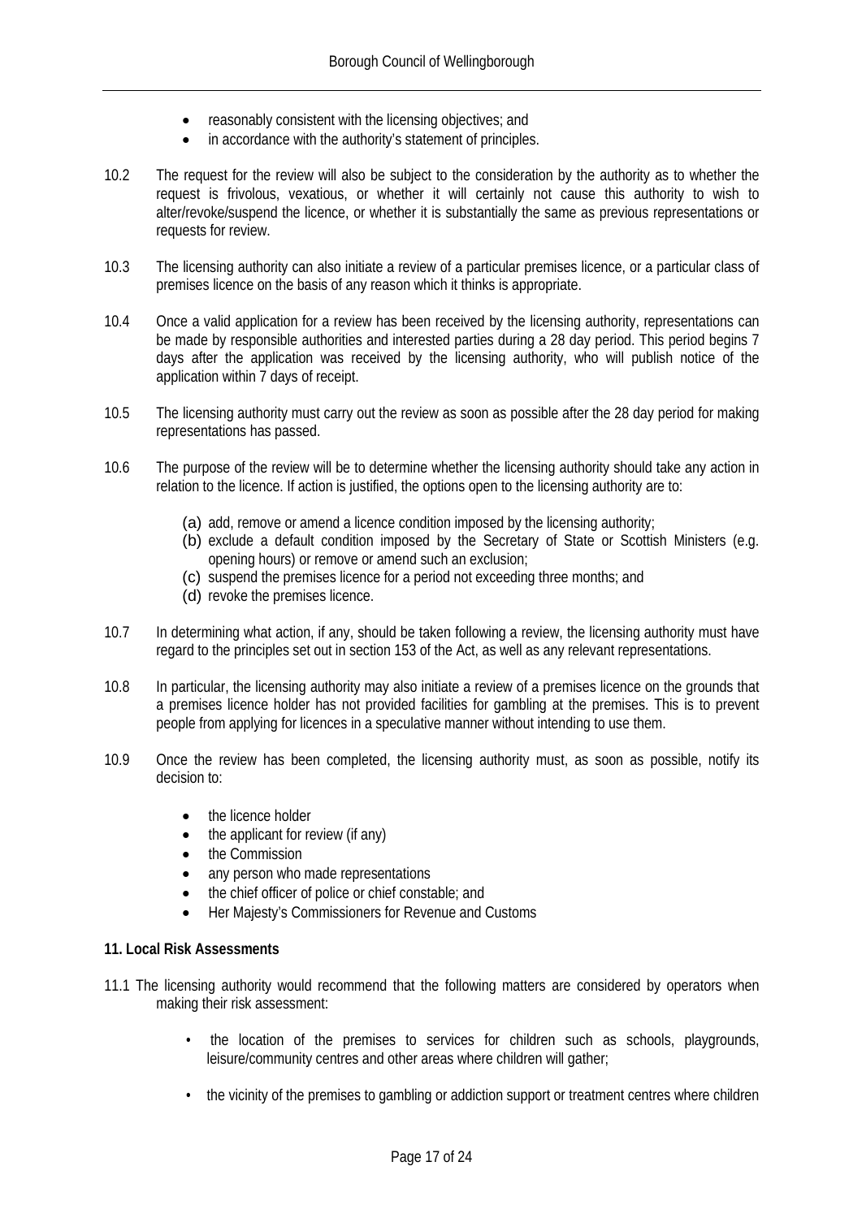- reasonably consistent with the licensing objectives; and
- in accordance with the authority's statement of principles.

10.2 The request for the review will also be subject to the consideration by the authority as to whether the request is frivolous, vexatious, or whether it will certainly not cause this authority to wish to alter/revoke/suspend the licence, or whether it is substantially the same as previous representations or requests for review.

10.3 The licensing authority can also initiate a review of a particular premises licence, or a particular class of premises licence on the basis of any reason which it thinks is appropriate.

10.4 Once a valid application for a review has been received by the licensing authority, representations can be made by responsible authorities and interested parties during a 28 day period. This period begins 7 days after the application was received by the licensing authority, who will publish notice of the application within 7 days of receipt.

10.5 The licensing authority must carry out the review as soon as possible after the 28 day period for making representations has passed.

10.6 The purpose of the review will be to determine whether the licensing authority should take any action in relation to the licence. If action is justified, the options open to the licensing authority are to:

(a) add, remove or amend a licence condition imposed by the licensing authority;
(b) exclude a default condition imposed by the Secretary of State or Scottish Ministers (e.g. opening hours) or remove or amend such an exclusion;
(c) suspend the premises licence for a period not exceeding three months; and
(d) revoke the premises licence.

10.7 In determining what action, if any, should be taken following a review, the licensing authority must have regard to the principles set out in section 153 of the Act, as well as any relevant representations.

10.8 In particular, the licensing authority may also initiate a review of a premises licence on the grounds that a premises licence holder has not provided facilities for gambling at the premises. This is to prevent people from applying for licences in a speculative manner without intending to use them.

10.9 Once the review has been completed, the licensing authority must, as soon as possible, notify its decision to:

- the licence holder
- the applicant for review (if any)
- the Commission
- any person who made representations
- the chief officer of police or chief constable; and
- Her Majesty's Commissioners for Revenue and Customs

**11. Local Risk Assessments**

11.1 The licensing authority would recommend that the following matters are considered by operators when making their risk assessment:

- the location of the premises to services for children such as schools, playgrounds, leisure/community centres and other areas where children will gather;
- the vicinity of the premises to gambling or addiction support or treatment centres where children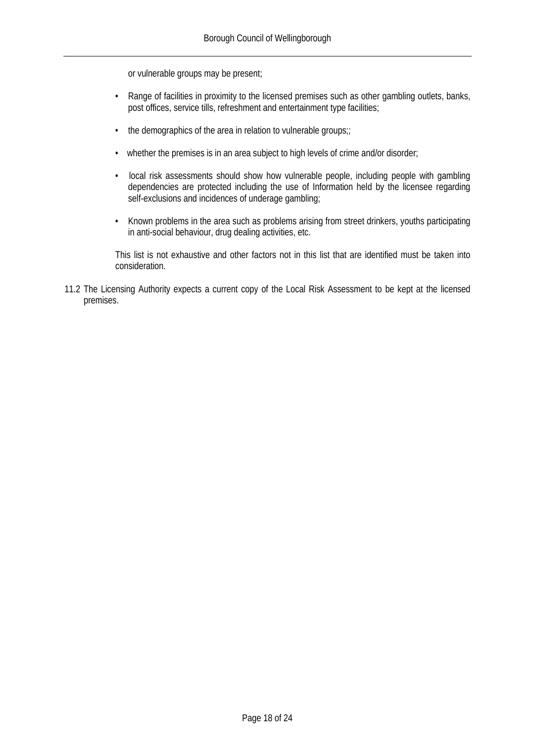or vulnerable groups may be present;

- Range of facilities in proximity to the licensed premises such as other gambling outlets, banks, post offices, service tills, refreshment and entertainment type facilities;
- the demographics of the area in relation to vulnerable groups;;
- whether the premises is in an area subject to high levels of crime and/or disorder;
- local risk assessments should show how vulnerable people, including people with gambling dependencies are protected including the use of Information held by the licensee regarding self-exclusions and incidences of underage gambling;
- Known problems in the area such as problems arising from street drinkers, youths participating in anti-social behaviour, drug dealing activities, etc.

This list is not exhaustive and other factors not in this list that are identified must be taken into consideration.

11.2 The Licensing Authority expects a current copy of the Local Risk Assessment to be kept at the licensed premises.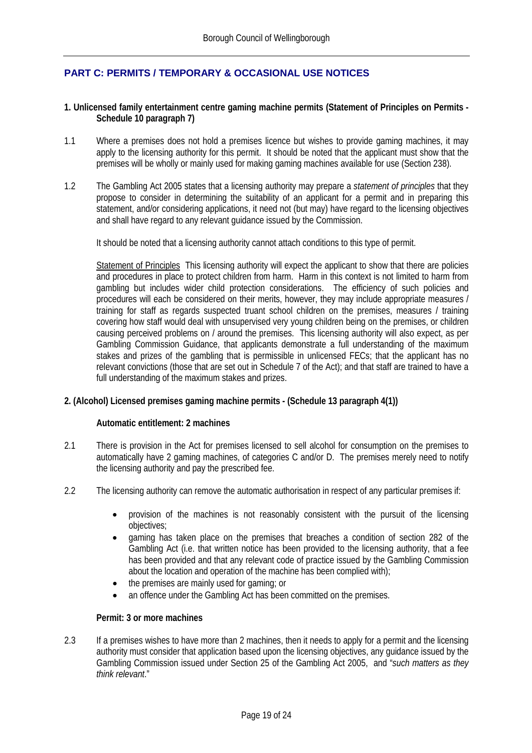## PART C: PERMITS / TEMPORARY & OCCASIONAL USE NOTICES

### 1. Unlicensed family entertainment centre gaming machine permits (Statement of Principles on Permits - Schedule 10 paragraph 7)

1.1 Where a premises does not hold a premises licence but wishes to provide gaming machines, it may apply to the licensing authority for this permit. It should be noted that the applicant must show that the premises will be wholly or mainly used for making gaming machines available for use (Section 238).

1.2 The Gambling Act 2005 states that a licensing authority may prepare a *statement of principles* that they propose to consider in determining the suitability of an applicant for a permit and in preparing this statement, and/or considering applications, it need not (but may) have regard to the licensing objectives and shall have regard to any relevant guidance issued by the Commission.

It should be noted that a licensing authority cannot attach conditions to this type of permit.

Statement of Principles This licensing authority will expect the applicant to show that there are policies and procedures in place to protect children from harm. Harm in this context is not limited to harm from gambling but includes wider child protection considerations. The efficiency of such policies and procedures will each be considered on their merits, however, they may include appropriate measures / training for staff as regards suspected truant school children on the premises, measures / training covering how staff would deal with unsupervised very young children being on the premises, or children causing perceived problems on / around the premises. This licensing authority will also expect, as per Gambling Commission Guidance, that applicants demonstrate a full understanding of the maximum stakes and prizes of the gambling that is permissible in unlicensed FECs; that the applicant has no relevant convictions (those that are set out in Schedule 7 of the Act); and that staff are trained to have a full understanding of the maximum stakes and prizes.

### 2. (Alcohol) Licensed premises gaming machine permits - (Schedule 13 paragraph 4(1))

**Automatic entitlement: 2 machines**

2.1 There is provision in the Act for premises licensed to sell alcohol for consumption on the premises to automatically have 2 gaming machines, of categories C and/or D. The premises merely need to notify the licensing authority and pay the prescribed fee.

2.2 The licensing authority can remove the automatic authorisation in respect of any particular premises if:

- provision of the machines is not reasonably consistent with the pursuit of the licensing objectives;
- gaming has taken place on the premises that breaches a condition of section 282 of the Gambling Act (i.e. that written notice has been provided to the licensing authority, that a fee has been provided and that any relevant code of practice issued by the Gambling Commission about the location and operation of the machine has been complied with);
- the premises are mainly used for gaming; or
- an offence under the Gambling Act has been committed on the premises.

**Permit: 3 or more machines**

2.3 If a premises wishes to have more than 2 machines, then it needs to apply for a permit and the licensing authority must consider that application based upon the licensing objectives, any guidance issued by the Gambling Commission issued under Section 25 of the Gambling Act 2005, and "*such matters as they think relevant*."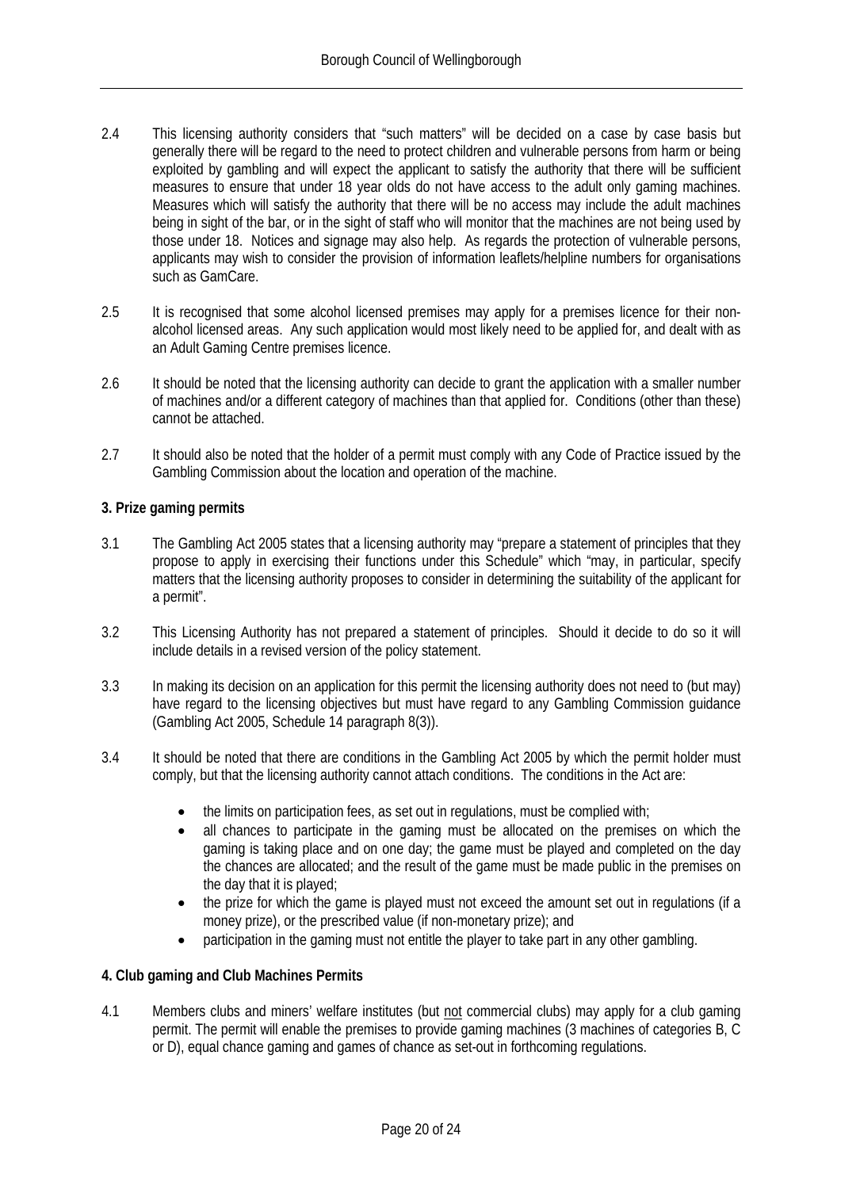2.4 This licensing authority considers that "such matters" will be decided on a case by case basis but generally there will be regard to the need to protect children and vulnerable persons from harm or being exploited by gambling and will expect the applicant to satisfy the authority that there will be sufficient measures to ensure that under 18 year olds do not have access to the adult only gaming machines. Measures which will satisfy the authority that there will be no access may include the adult machines being in sight of the bar, or in the sight of staff who will monitor that the machines are not being used by those under 18. Notices and signage may also help. As regards the protection of vulnerable persons, applicants may wish to consider the provision of information leaflets/helpline numbers for organisations such as GamCare.

2.5 It is recognised that some alcohol licensed premises may apply for a premises licence for their non-alcohol licensed areas. Any such application would most likely need to be applied for, and dealt with as an Adult Gaming Centre premises licence.

2.6 It should be noted that the licensing authority can decide to grant the application with a smaller number of machines and/or a different category of machines than that applied for. Conditions (other than these) cannot be attached.

2.7 It should also be noted that the holder of a permit must comply with any Code of Practice issued by the Gambling Commission about the location and operation of the machine.

**3. Prize gaming permits**

3.1 The Gambling Act 2005 states that a licensing authority may "prepare a statement of principles that they propose to apply in exercising their functions under this Schedule" which "may, in particular, specify matters that the licensing authority proposes to consider in determining the suitability of the applicant for a permit".

3.2 This Licensing Authority has not prepared a statement of principles. Should it decide to do so it will include details in a revised version of the policy statement.

3.3 In making its decision on an application for this permit the licensing authority does not need to (but may) have regard to the licensing objectives but must have regard to any Gambling Commission guidance (Gambling Act 2005, Schedule 14 paragraph 8(3)).

3.4 It should be noted that there are conditions in the Gambling Act 2005 by which the permit holder must comply, but that the licensing authority cannot attach conditions. The conditions in the Act are:

- the limits on participation fees, as set out in regulations, must be complied with;
- all chances to participate in the gaming must be allocated on the premises on which the gaming is taking place and on one day; the game must be played and completed on the day the chances are allocated; and the result of the game must be made public in the premises on the day that it is played;
- the prize for which the game is played must not exceed the amount set out in regulations (if a money prize), or the prescribed value (if non-monetary prize); and
- participation in the gaming must not entitle the player to take part in any other gambling.

**4. Club gaming and Club Machines Permits**

4.1 Members clubs and miners' welfare institutes (but not commercial clubs) may apply for a club gaming permit. The permit will enable the premises to provide gaming machines (3 machines of categories B, C or D), equal chance gaming and games of chance as set-out in forthcoming regulations.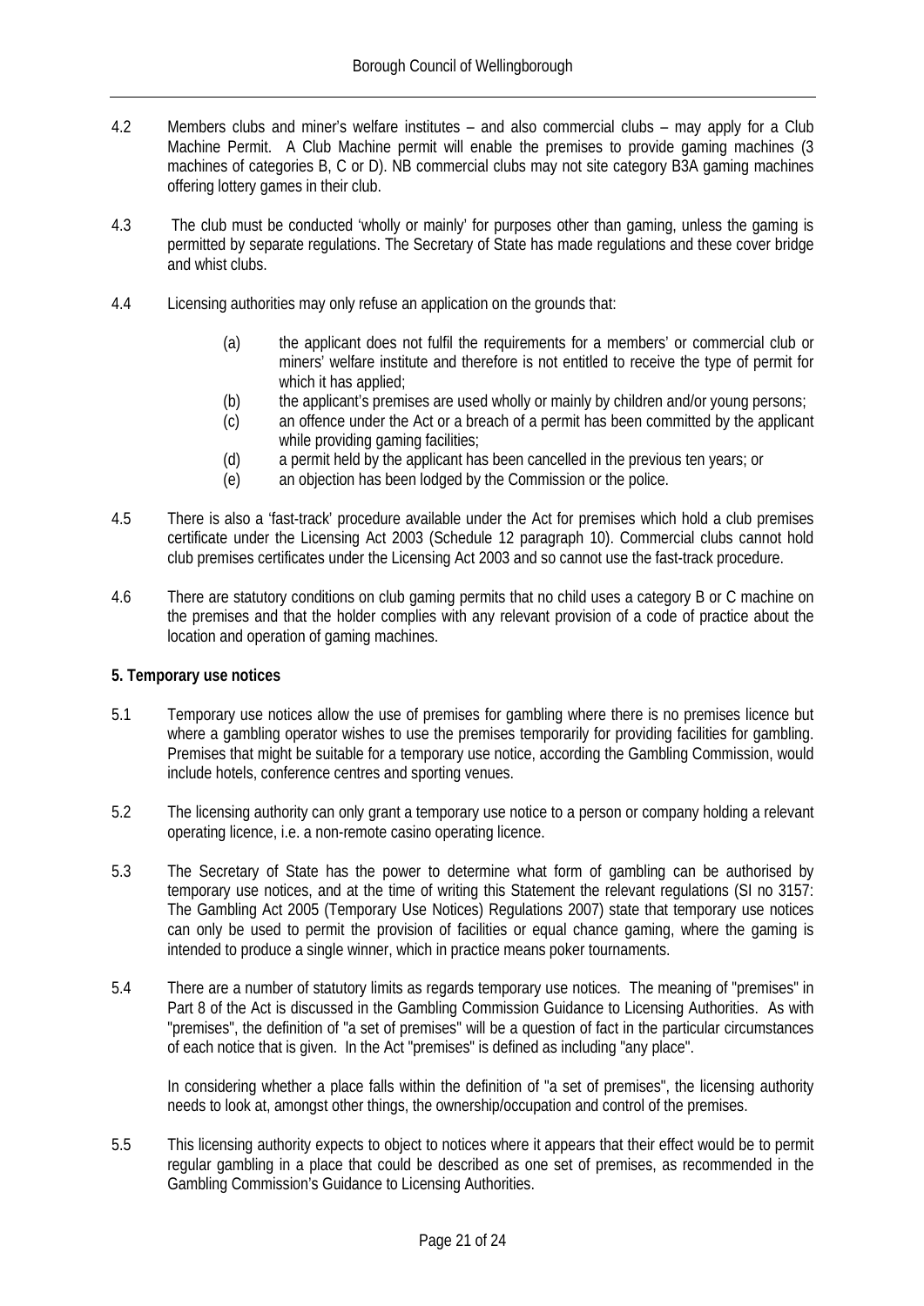4.2 Members clubs and miner's welfare institutes – and also commercial clubs – may apply for a Club Machine Permit. A Club Machine permit will enable the premises to provide gaming machines (3 machines of categories B, C or D). NB commercial clubs may not site category B3A gaming machines offering lottery games in their club.

4.3 The club must be conducted 'wholly or mainly' for purposes other than gaming, unless the gaming is permitted by separate regulations. The Secretary of State has made regulations and these cover bridge and whist clubs.

4.4 Licensing authorities may only refuse an application on the grounds that:

- (a) the applicant does not fulfil the requirements for a members' or commercial club or miners' welfare institute and therefore is not entitled to receive the type of permit for which it has applied;
- (b) the applicant's premises are used wholly or mainly by children and/or young persons;
- (c) an offence under the Act or a breach of a permit has been committed by the applicant while providing gaming facilities;
- (d) a permit held by the applicant has been cancelled in the previous ten years; or
- (e) an objection has been lodged by the Commission or the police.

4.5 There is also a 'fast-track' procedure available under the Act for premises which hold a club premises certificate under the Licensing Act 2003 (Schedule 12 paragraph 10). Commercial clubs cannot hold club premises certificates under the Licensing Act 2003 and so cannot use the fast-track procedure.

4.6 There are statutory conditions on club gaming permits that no child uses a category B or C machine on the premises and that the holder complies with any relevant provision of a code of practice about the location and operation of gaming machines.

**5. Temporary use notices**

5.1 Temporary use notices allow the use of premises for gambling where there is no premises licence but where a gambling operator wishes to use the premises temporarily for providing facilities for gambling. Premises that might be suitable for a temporary use notice, according the Gambling Commission, would include hotels, conference centres and sporting venues.

5.2 The licensing authority can only grant a temporary use notice to a person or company holding a relevant operating licence, i.e. a non-remote casino operating licence.

5.3 The Secretary of State has the power to determine what form of gambling can be authorised by temporary use notices, and at the time of writing this Statement the relevant regulations (SI no 3157: The Gambling Act 2005 (Temporary Use Notices) Regulations 2007) state that temporary use notices can only be used to permit the provision of facilities or equal chance gaming, where the gaming is intended to produce a single winner, which in practice means poker tournaments.

5.4 There are a number of statutory limits as regards temporary use notices. The meaning of "premises" in Part 8 of the Act is discussed in the Gambling Commission Guidance to Licensing Authorities. As with "premises", the definition of "a set of premises" will be a question of fact in the particular circumstances of each notice that is given. In the Act "premises" is defined as including "any place".

In considering whether a place falls within the definition of "a set of premises", the licensing authority needs to look at, amongst other things, the ownership/occupation and control of the premises.

5.5 This licensing authority expects to object to notices where it appears that their effect would be to permit regular gambling in a place that could be described as one set of premises, as recommended in the Gambling Commission's Guidance to Licensing Authorities.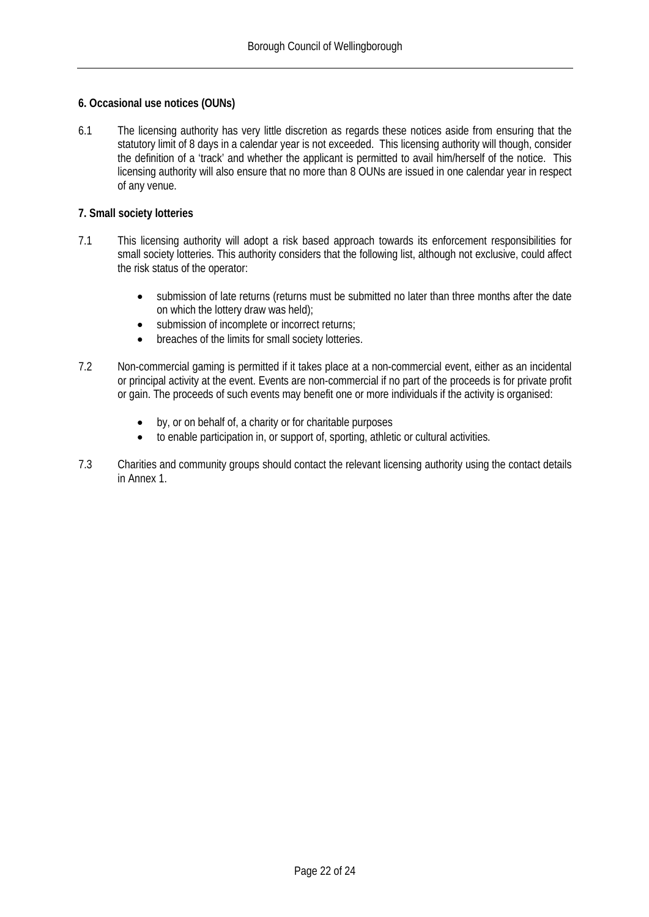**6. Occasional use notices (OUNs)**

6.1 The licensing authority has very little discretion as regards these notices aside from ensuring that the statutory limit of 8 days in a calendar year is not exceeded. This licensing authority will though, consider the definition of a 'track' and whether the applicant is permitted to avail him/herself of the notice. This licensing authority will also ensure that no more than 8 OUNs are issued in one calendar year in respect of any venue.

**7. Small society lotteries**

7.1 This licensing authority will adopt a risk based approach towards its enforcement responsibilities for small society lotteries. This authority considers that the following list, although not exclusive, could affect the risk status of the operator:

- submission of late returns (returns must be submitted no later than three months after the date on which the lottery draw was held);
- submission of incomplete or incorrect returns;
- breaches of the limits for small society lotteries.

7.2 Non-commercial gaming is permitted if it takes place at a non-commercial event, either as an incidental or principal activity at the event. Events are non-commercial if no part of the proceeds is for private profit or gain. The proceeds of such events may benefit one or more individuals if the activity is organised:

- by, or on behalf of, a charity or for charitable purposes
- to enable participation in, or support of, sporting, athletic or cultural activities.

7.3 Charities and community groups should contact the relevant licensing authority using the contact details in Annex 1.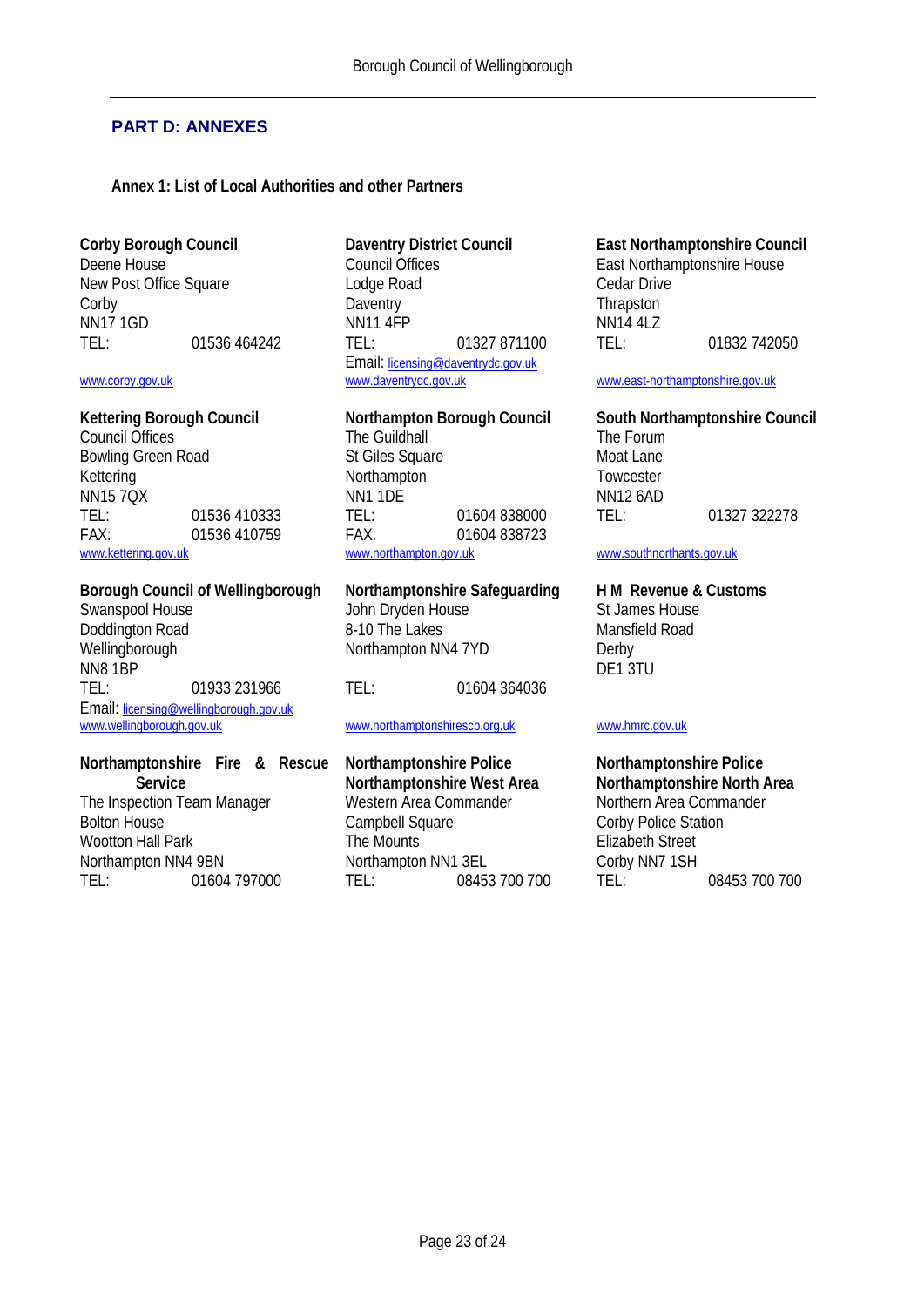## PART D: ANNEXES

### Annex 1: List of Local Authorities and other Partners

**Corby Borough Council**
Deene House
New Post Office Square
Corby
NN17 1GD
TEL: 01536 464242
www.corby.gov.uk

**Daventry District Council**
Council Offices
Lodge Road
Daventry
NN11 4FP
TEL: 01327 871100
Email: licensing@daventrydc.gov.uk
www.daventrydc.gov.uk

**East Northamptonshire Council**
East Northamptonshire House
Cedar Drive
Thrapston
NN14 4LZ
TEL: 01832 742050
www.east-northamptonshire.gov.uk

**Kettering Borough Council**
Council Offices
Bowling Green Road
Kettering
NN15 7QX
TEL: 01536 410333
FAX: 01536 410759
www.kettering.gov.uk

**Northampton Borough Council**
The Guildhall
St Giles Square
Northampton
NN1 1DE
TEL: 01604 838000
FAX: 01604 838723
www.northampton.gov.uk

**South Northamptonshire Council**
The Forum
Moat Lane
Towcester
NN12 6AD
TEL: 01327 322278
www.southnorthants.gov.uk

**Borough Council of Wellingborough**
Swanspool House
Doddington Road
Wellingborough
NN8 1BP
TEL: 01933 231966
Email: licensing@wellingborough.gov.uk
www.wellingborough.gov.uk

**Northamptonshire Safeguarding**
John Dryden House
8-10 The Lakes
Northampton NN4 7YD
TEL: 01604 364036
www.northamptonshirescb.org.uk

**H M Revenue & Customs**
St James House
Mansfield Road
Derby
DE1 3TU
www.hmrc.gov.uk

**Northamptonshire Fire & Rescue Service**
The Inspection Team Manager
Bolton House
Wootton Hall Park
Northampton NN4 9BN
TEL: 01604 797000

**Northamptonshire Police**
**Northamptonshire West Area**
Western Area Commander
Campbell Square
The Mounts
Northampton NN1 3EL
TEL: 08453 700 700

**Northamptonshire Police**
**Northamptonshire North Area**
Northern Area Commander
Corby Police Station
Elizabeth Street
Corby NN7 1SH
TEL: 08453 700 700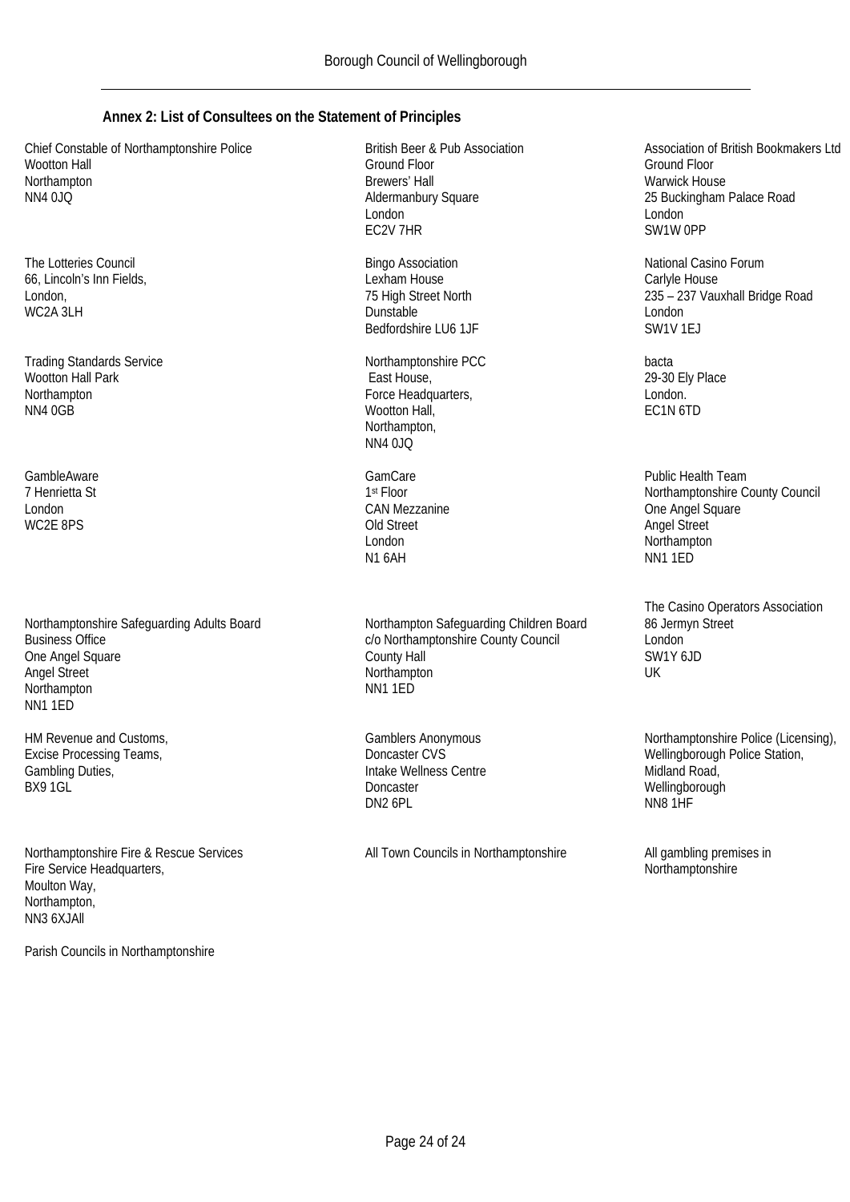## Annex 2: List of Consultees on the Statement of Principles

Chief Constable of Northamptonshire Police
Wootton Hall
Northampton
NN4 0JQ

British Beer & Pub Association
Ground Floor
Brewers' Hall
Aldermanbury Square
London
EC2V 7HR

Association of British Bookmakers Ltd
Ground Floor
Warwick House
25 Buckingham Palace Road
London
SW1W 0PP

The Lotteries Council
66, Lincoln's Inn Fields,
London,
WC2A 3LH

Bingo Association
Lexham House
75 High Street North
Dunstable
Bedfordshire LU6 1JF

National Casino Forum
Carlyle House
235 – 237 Vauxhall Bridge Road
London
SW1V 1EJ

Trading Standards Service
Wootton Hall Park
Northampton
NN4 0GB

Northamptonshire PCC
East House,
Force Headquarters,
Wootton Hall,
Northampton,
NN4 0JQ

bacta
29-30 Ely Place
London.
EC1N 6TD

GambleAware
7 Henrietta St
London
WC2E 8PS

GamCare
1st Floor
CAN Mezzanine
Old Street
London
N1 6AH

Public Health Team
Northamptonshire County Council
One Angel Square
Angel Street
Northampton
NN1 1ED

Northamptonshire Safeguarding Adults Board
Business Office
One Angel Square
Angel Street
Northampton
NN1 1ED

Northampton Safeguarding Children Board
c/o Northamptonshire County Council
County Hall
Northampton
NN1 1ED

The Casino Operators Association
86 Jermyn Street
London
SW1Y 6JD
UK

HM Revenue and Customs,
Excise Processing Teams,
Gambling Duties,
BX9 1GL

Gamblers Anonymous
Doncaster CVS
Intake Wellness Centre
Doncaster
DN2 6PL

Northamptonshire Police (Licensing),
Wellingborough Police Station,
Midland Road,
Wellingborough
NN8 1HF

Northamptonshire Fire & Rescue Services
Fire Service Headquarters,
Moulton Way,
Northampton,
NN3 6XJAll

All Town Councils in Northamptonshire

All gambling premises in Northamptonshire

Parish Councils in Northamptonshire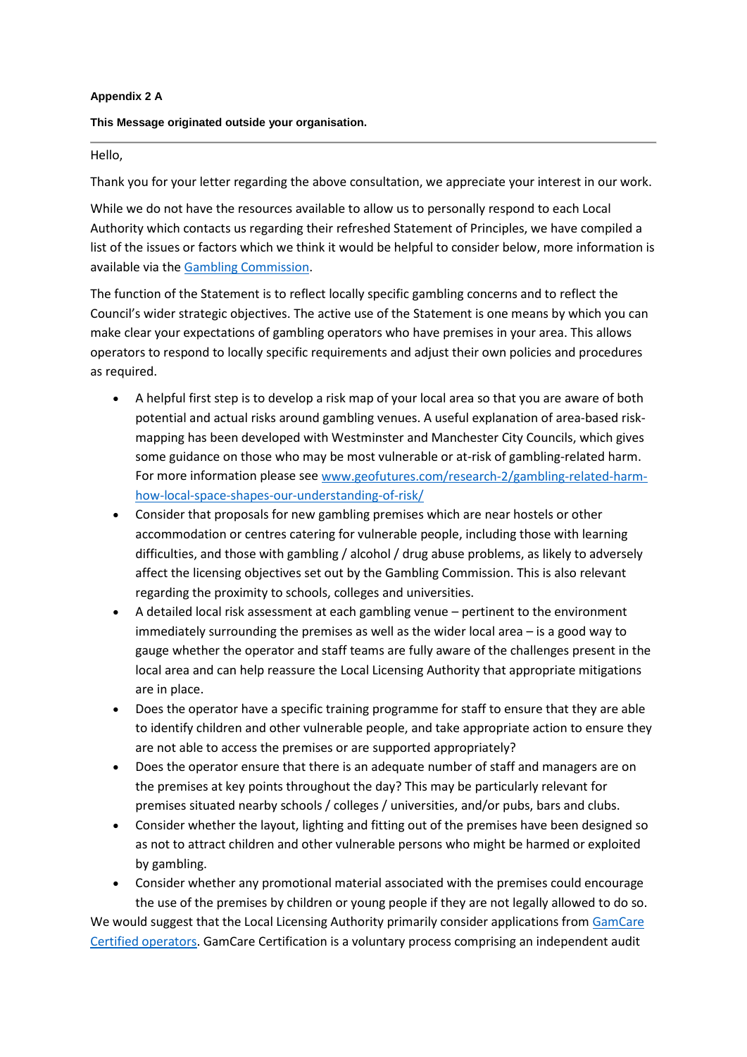**Appendix 2 A**

**This Message originated outside your organisation.**

---

Hello,

Thank you for your letter regarding the above consultation, we appreciate your interest in our work.

While we do not have the resources available to allow us to personally respond to each Local Authority which contacts us regarding their refreshed Statement of Principles, we have compiled a list of the issues or factors which we think it would be helpful to consider below, more information is available via the [Gambling Commission](#).

The function of the Statement is to reflect locally specific gambling concerns and to reflect the Council's wider strategic objectives. The active use of the Statement is one means by which you can make clear your expectations of gambling operators who have premises in your area. This allows operators to respond to locally specific requirements and adjust their own policies and procedures as required.

- A helpful first step is to develop a risk map of your local area so that you are aware of both potential and actual risks around gambling venues. A useful explanation of area-based risk-mapping has been developed with Westminster and Manchester City Councils, which gives some guidance on those who may be most vulnerable or at-risk of gambling-related harm. For more information please see [www.geofutures.com/research-2/gambling-related-harm-how-local-space-shapes-our-understanding-of-risk/](www.geofutures.com/research-2/gambling-related-harm-how-local-space-shapes-our-understanding-of-risk/)
- Consider that proposals for new gambling premises which are near hostels or other accommodation or centres catering for vulnerable people, including those with learning difficulties, and those with gambling / alcohol / drug abuse problems, as likely to adversely affect the licensing objectives set out by the Gambling Commission. This is also relevant regarding the proximity to schools, colleges and universities.
- A detailed local risk assessment at each gambling venue – pertinent to the environment immediately surrounding the premises as well as the wider local area – is a good way to gauge whether the operator and staff teams are fully aware of the challenges present in the local area and can help reassure the Local Licensing Authority that appropriate mitigations are in place.
- Does the operator have a specific training programme for staff to ensure that they are able to identify children and other vulnerable people, and take appropriate action to ensure they are not able to access the premises or are supported appropriately?
- Does the operator ensure that there is an adequate number of staff and managers are on the premises at key points throughout the day? This may be particularly relevant for premises situated nearby schools / colleges / universities, and/or pubs, bars and clubs.
- Consider whether the layout, lighting and fitting out of the premises have been designed so as not to attract children and other vulnerable persons who might be harmed or exploited by gambling.
- Consider whether any promotional material associated with the premises could encourage the use of the premises by children or young people if they are not legally allowed to do so.

We would suggest that the Local Licensing Authority primarily consider applications from [GamCare Certified operators](#). GamCare Certification is a voluntary process comprising an independent audit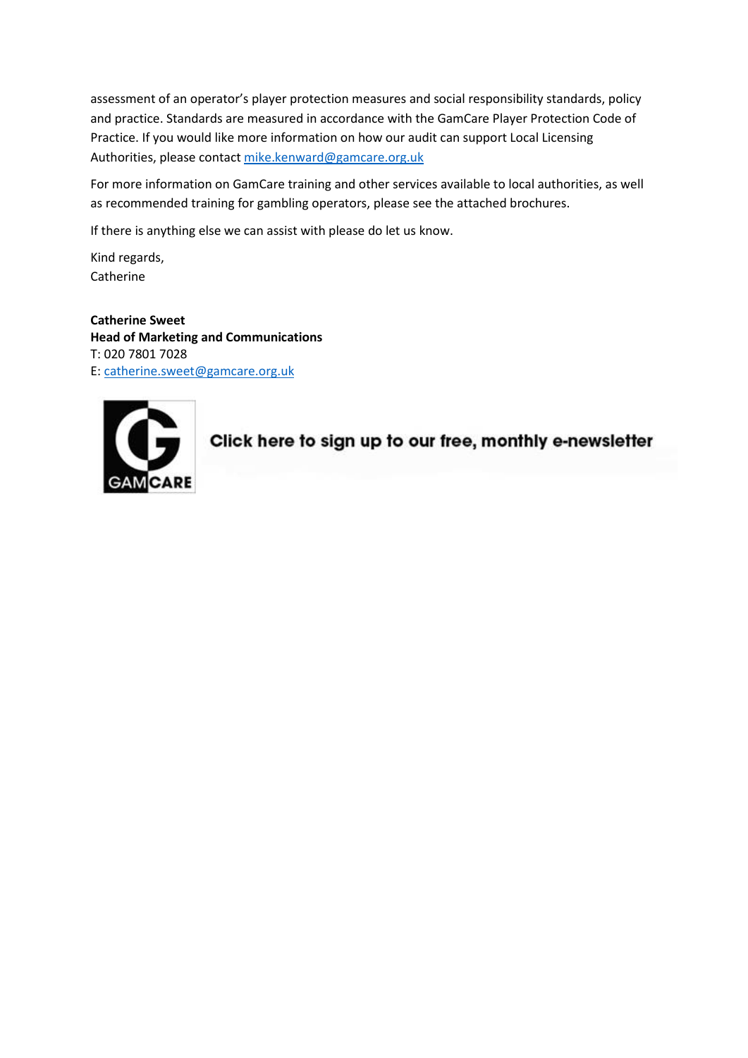assessment of an operator's player protection measures and social responsibility standards, policy and practice. Standards are measured in accordance with the GamCare Player Protection Code of Practice. If you would like more information on how our audit can support Local Licensing Authorities, please contact mike.kenward@gamcare.org.uk

For more information on GamCare training and other services available to local authorities, as well as recommended training for gambling operators, please see the attached brochures.

If there is anything else we can assist with please do let us know.

Kind regards,
Catherine

**Catherine Sweet**
**Head of Marketing and Communications**
T: 020 7801 7028
E: catherine.sweet@gamcare.org.uk

GAMCARE

Click here to sign up to our free, monthly e-newsletter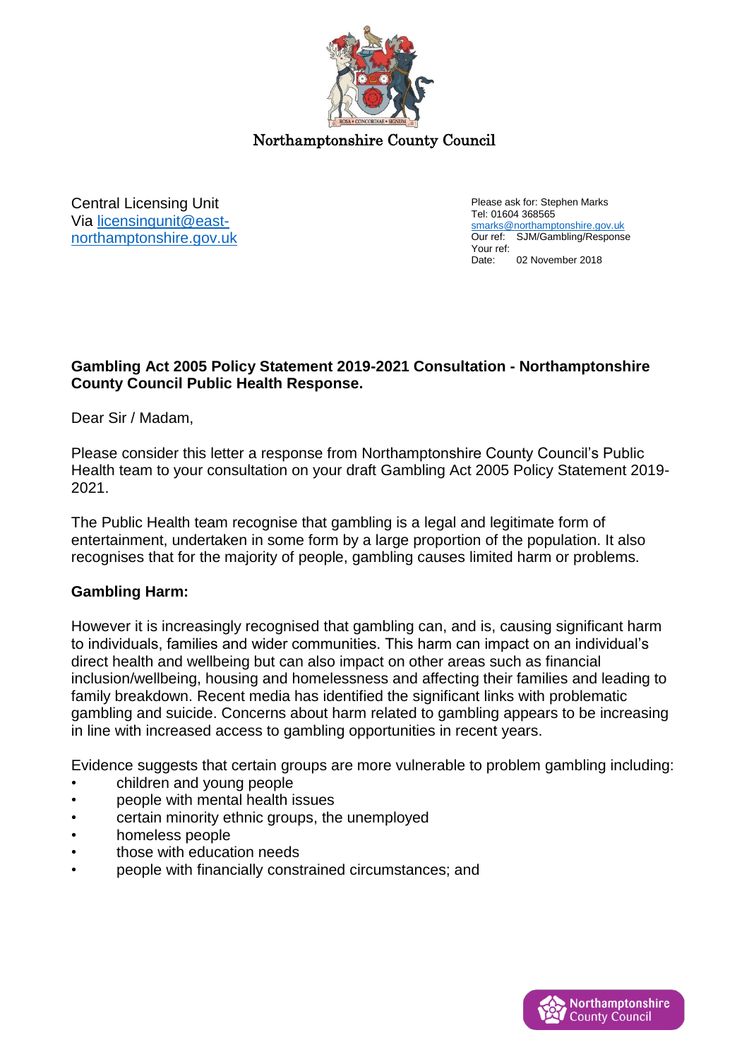Northamptonshire County Council

Central Licensing Unit
Via [licensingunit@east-northamptonshire.gov.uk](mailto:licensingunit@east-northamptonshire.gov.uk)

Please ask for: Stephen Marks
Tel: 01604 368565
[smarks@northamptonshire.gov.uk](mailto:smarks@northamptonshire.gov.uk)
Our ref: SJM/Gambling/Response
Your ref:
Date: 02 November 2018

**Gambling Act 2005 Policy Statement 2019-2021 Consultation - Northamptonshire County Council Public Health Response.**

Dear Sir / Madam,

Please consider this letter a response from Northamptonshire County Council's Public Health team to your consultation on your draft Gambling Act 2005 Policy Statement 2019-2021.

The Public Health team recognise that gambling is a legal and legitimate form of entertainment, undertaken in some form by a large proportion of the population. It also recognises that for the majority of people, gambling causes limited harm or problems.

**Gambling Harm:**

However it is increasingly recognised that gambling can, and is, causing significant harm to individuals, families and wider communities. This harm can impact on an individual's direct health and wellbeing but can also impact on other areas such as financial inclusion/wellbeing, housing and homelessness and affecting their families and leading to family breakdown. Recent media has identified the significant links with problematic gambling and suicide. Concerns about harm related to gambling appears to be increasing in line with increased access to gambling opportunities in recent years.

Evidence suggests that certain groups are more vulnerable to problem gambling including:

- children and young people
- people with mental health issues
- certain minority ethnic groups, the unemployed
- homeless people
- those with education needs
- people with financially constrained circumstances; and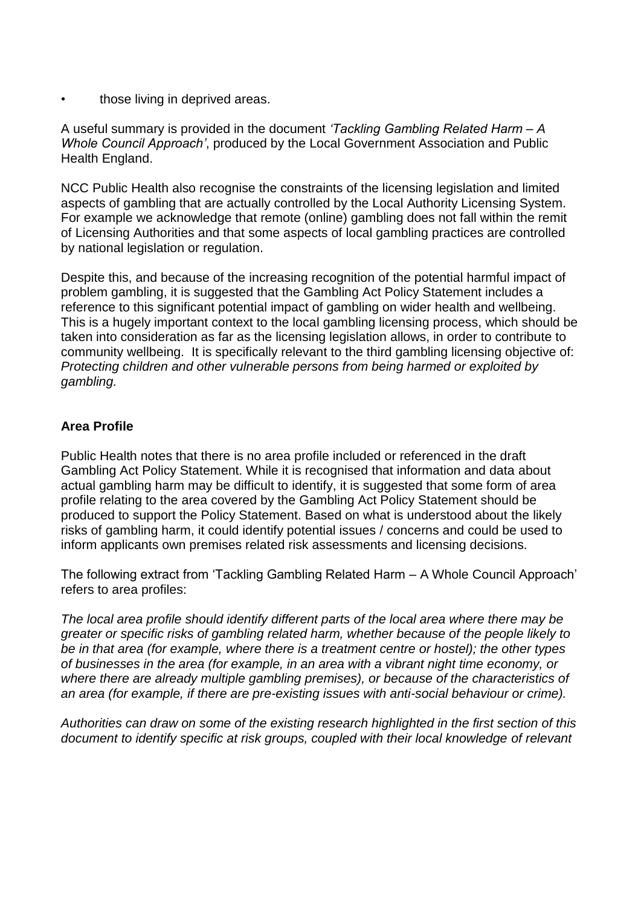- those living in deprived areas.

A useful summary is provided in the document *'Tackling Gambling Related Harm – A Whole Council Approach'*, produced by the Local Government Association and Public Health England.

NCC Public Health also recognise the constraints of the licensing legislation and limited aspects of gambling that are actually controlled by the Local Authority Licensing System. For example we acknowledge that remote (online) gambling does not fall within the remit of Licensing Authorities and that some aspects of local gambling practices are controlled by national legislation or regulation.

Despite this, and because of the increasing recognition of the potential harmful impact of problem gambling, it is suggested that the Gambling Act Policy Statement includes a reference to this significant potential impact of gambling on wider health and wellbeing. This is a hugely important context to the local gambling licensing process, which should be taken into consideration as far as the licensing legislation allows, in order to contribute to community wellbeing. It is specifically relevant to the third gambling licensing objective of: *Protecting children and other vulnerable persons from being harmed or exploited by gambling.*

**Area Profile**

Public Health notes that there is no area profile included or referenced in the draft Gambling Act Policy Statement. While it is recognised that information and data about actual gambling harm may be difficult to identify, it is suggested that some form of area profile relating to the area covered by the Gambling Act Policy Statement should be produced to support the Policy Statement. Based on what is understood about the likely risks of gambling harm, it could identify potential issues / concerns and could be used to inform applicants own premises related risk assessments and licensing decisions.

The following extract from 'Tackling Gambling Related Harm – A Whole Council Approach' refers to area profiles:

*The local area profile should identify different parts of the local area where there may be greater or specific risks of gambling related harm, whether because of the people likely to be in that area (for example, where there is a treatment centre or hostel); the other types of businesses in the area (for example, in an area with a vibrant night time economy, or where there are already multiple gambling premises), or because of the characteristics of an area (for example, if there are pre-existing issues with anti-social behaviour or crime).*

*Authorities can draw on some of the existing research highlighted in the first section of this document to identify specific at risk groups, coupled with their local knowledge of relevant*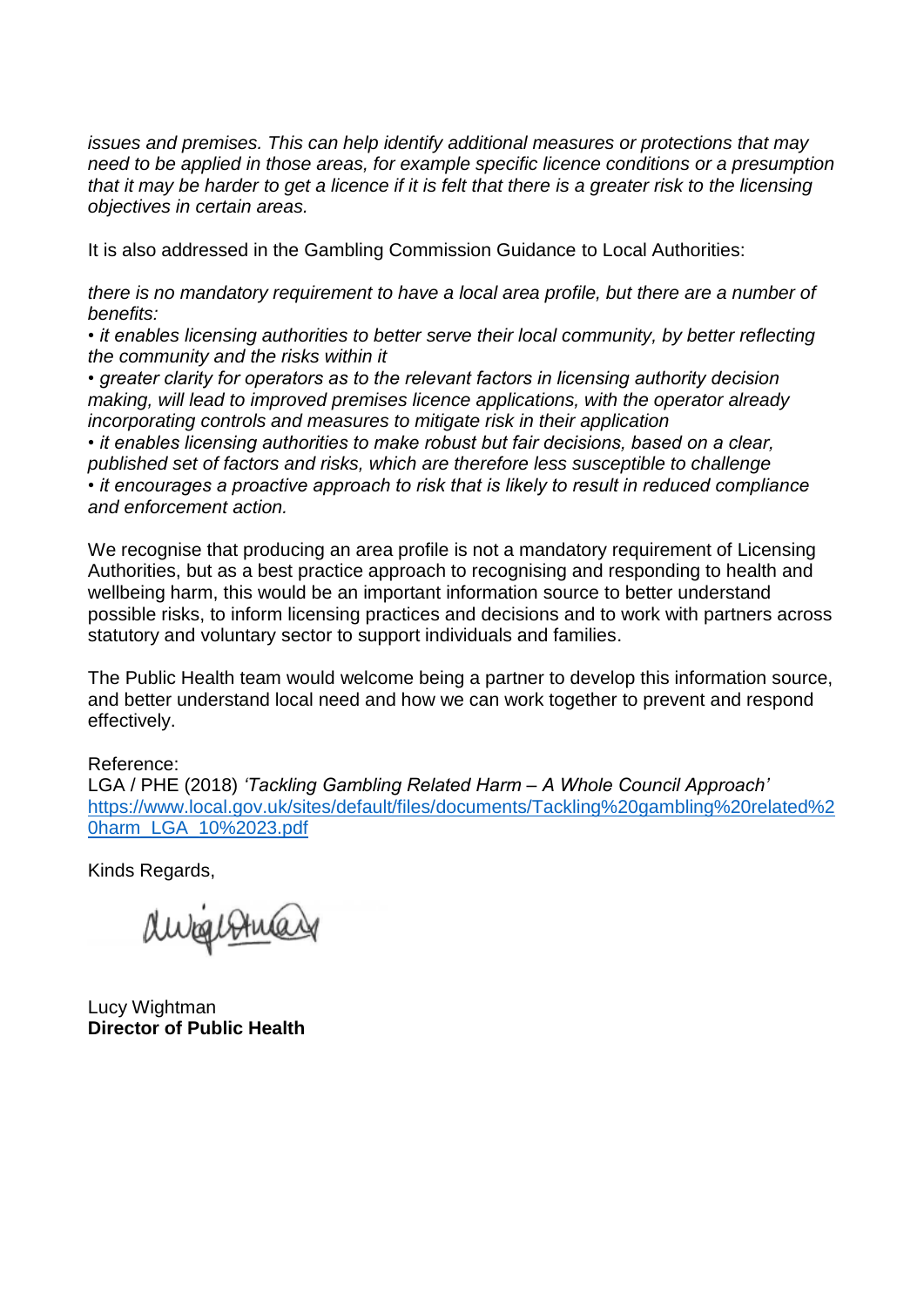*issues and premises. This can help identify additional measures or protections that may need to be applied in those areas, for example specific licence conditions or a presumption that it may be harder to get a licence if it is felt that there is a greater risk to the licensing objectives in certain areas.*

It is also addressed in the Gambling Commission Guidance to Local Authorities:

*there is no mandatory requirement to have a local area profile, but there are a number of benefits:*

*• it enables licensing authorities to better serve their local community, by better reflecting the community and the risks within it*

*• greater clarity for operators as to the relevant factors in licensing authority decision making, will lead to improved premises licence applications, with the operator already incorporating controls and measures to mitigate risk in their application*

*• it enables licensing authorities to make robust but fair decisions, based on a clear, published set of factors and risks, which are therefore less susceptible to challenge*

*• it encourages a proactive approach to risk that is likely to result in reduced compliance and enforcement action.*

We recognise that producing an area profile is not a mandatory requirement of Licensing Authorities, but as a best practice approach to recognising and responding to health and wellbeing harm, this would be an important information source to better understand possible risks, to inform licensing practices and decisions and to work with partners across statutory and voluntary sector to support individuals and families.

The Public Health team would welcome being a partner to develop this information source, and better understand local need and how we can work together to prevent and respond effectively.

Reference:
LGA / PHE (2018) *'Tackling Gambling Related Harm – A Whole Council Approach'*
https://www.local.gov.uk/sites/default/files/documents/Tackling%20gambling%20related%20harm_LGA_10%2023.pdf

Kinds Regards,

Lucy Wightman
**Director of Public Health**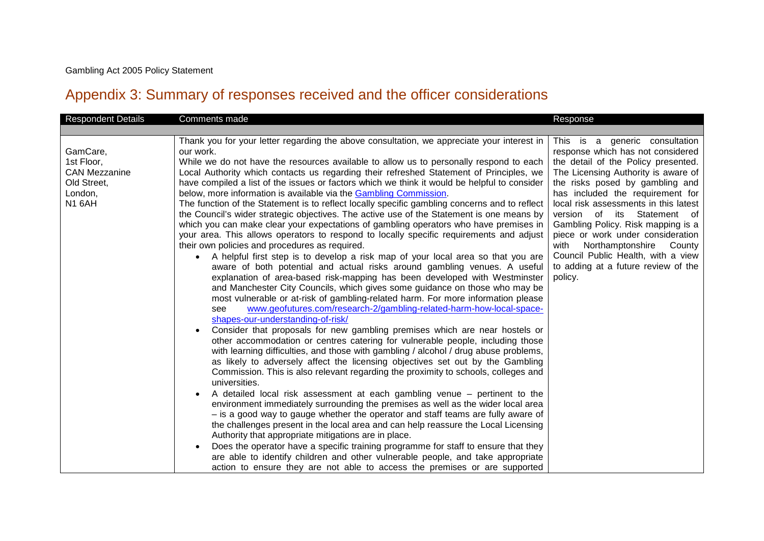# Appendix 3: Summary of responses received and the officer considerations

| Respondent Details | Comments made | Response |
|---|---|---|
| GamCare,<br>1st Floor,<br>CAN Mezzanine<br>Old Street,<br>London,<br>N1 6AH | Thank you for your letter regarding the above consultation, we appreciate your interest in our work.<br>While we do not have the resources available to allow us to personally respond to each Local Authority which contacts us regarding their refreshed Statement of Principles, we have compiled a list of the issues or factors which we think it would be helpful to consider below, more information is available via the [Gambling Commission](Gambling Commission).<br>The function of the Statement is to reflect locally specific gambling concerns and to reflect the Council's wider strategic objectives. The active use of the Statement is one means by which you can make clear your expectations of gambling operators who have premises in your area. This allows operators to respond to locally specific requirements and adjust their own policies and procedures as required.<br>• A helpful first step is to develop a risk map of your local area so that you are aware of both potential and actual risks around gambling venues. A useful explanation of area-based risk-mapping has been developed with Westminster and Manchester City Councils, which gives some guidance on those who may be most vulnerable or at-risk of gambling-related harm. For more information please see www.geofutures.com/research-2/gambling-related-harm-how-local-space-shapes-our-understanding-of-risk/<br>• Consider that proposals for new gambling premises which are near hostels or other accommodation or centres catering for vulnerable people, including those with learning difficulties, and those with gambling / alcohol / drug abuse problems, as likely to adversely affect the licensing objectives set out by the Gambling Commission. This is also relevant regarding the proximity to schools, colleges and universities.<br>• A detailed local risk assessment at each gambling venue – pertinent to the environment immediately surrounding the premises as well as the wider local area – is a good way to gauge whether the operator and staff teams are fully aware of the challenges present in the local area and can help reassure the Local Licensing Authority that appropriate mitigations are in place.<br>• Does the operator have a specific training programme for staff to ensure that they are able to identify children and other vulnerable people, and take appropriate action to ensure they are not able to access the premises or are supported | This is a generic consultation response which has not considered the detail of the Policy presented. The Licensing Authority is aware of the risks posed by gambling and has included the requirement for local risk assessments in this latest version of its Statement of Gambling Policy. Risk mapping is a piece or work under consideration with Northamptonshire County Council Public Health, with a view to adding at a future review of the policy. |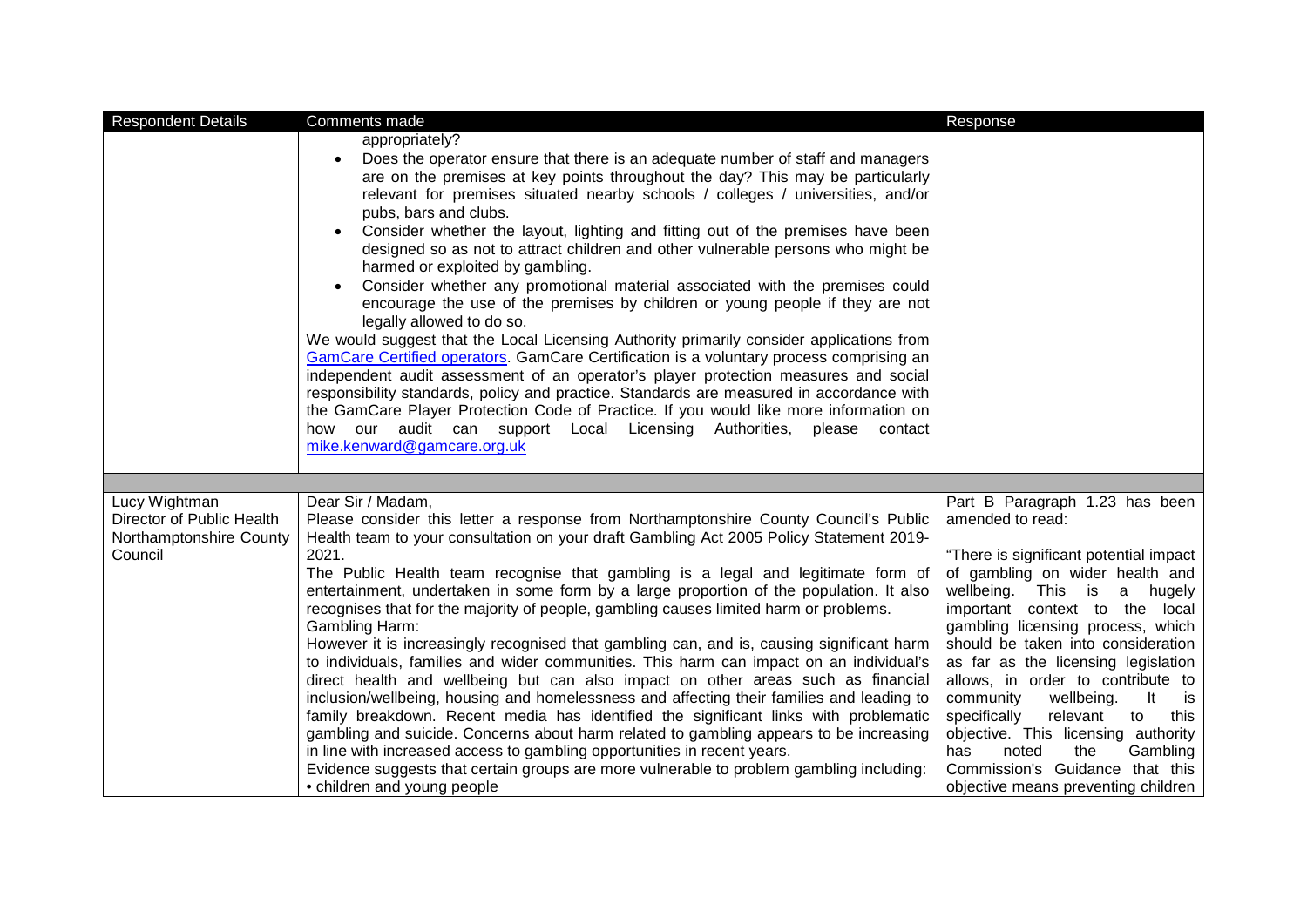| Respondent Details | Comments made | Response |
|---|---|---|
| | appropriately?<br>• Does the operator ensure that there is an adequate number of staff and managers are on the premises at key points throughout the day? This may be particularly relevant for premises situated nearby schools / colleges / universities, and/or pubs, bars and clubs.<br>• Consider whether the layout, lighting and fitting out of the premises have been designed so as not to attract children and other vulnerable persons who might be harmed or exploited by gambling.<br>• Consider whether any promotional material associated with the premises could encourage the use of the premises by children or young people if they are not legally allowed to do so.<br>We would suggest that the Local Licensing Authority primarily consider applications from GamCare Certified operators. GamCare Certification is a voluntary process comprising an independent audit assessment of an operator's player protection measures and social responsibility standards, policy and practice. Standards are measured in accordance with the GamCare Player Protection Code of Practice. If you would like more information on how our audit can support Local Licensing Authorities, please contact mike.kenward@gamcare.org.uk | |
| | | |
| Lucy Wightman<br>Director of Public Health<br>Northamptonshire County Council | Dear Sir / Madam,<br>Please consider this letter a response from Northamptonshire County Council's Public Health team to your consultation on your draft Gambling Act 2005 Policy Statement 2019-2021.<br>The Public Health team recognise that gambling is a legal and legitimate form of entertainment, undertaken in some form by a large proportion of the population. It also recognises that for the majority of people, gambling causes limited harm or problems.<br>Gambling Harm:<br>However it is increasingly recognised that gambling can, and is, causing significant harm to individuals, families and wider communities. This harm can impact on an individual's direct health and wellbeing but can also impact on other areas such as financial inclusion/wellbeing, housing and homelessness and affecting their families and leading to family breakdown. Recent media has identified the significant links with problematic gambling and suicide. Concerns about harm related to gambling appears to be increasing in line with increased access to gambling opportunities in recent years.<br>Evidence suggests that certain groups are more vulnerable to problem gambling including:<br>• children and young people | Part B Paragraph 1.23 has been amended to read:<br><br>"There is significant potential impact of gambling on wider health and wellbeing. This is a hugely important context to the local gambling licensing process, which should be taken into consideration as far as the licensing legislation allows, in order to contribute to community wellbeing. It is specifically relevant to this objective. This licensing authority has noted the Gambling Commission's Guidance that this objective means preventing children |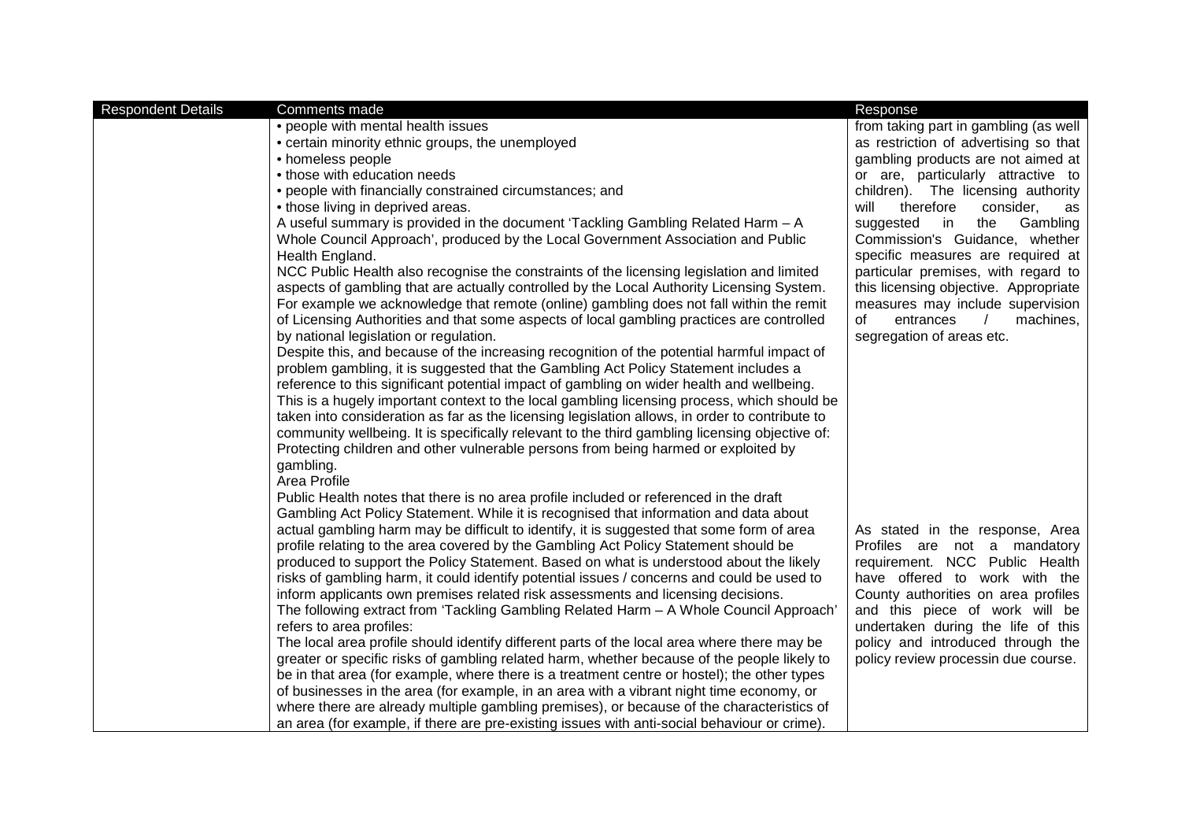| Respondent Details | Comments made | Response |
|---|---|---|
| | • people with mental health issues<br>• certain minority ethnic groups, the unemployed<br>• homeless people<br>• those with education needs<br>• people with financially constrained circumstances; and<br>• those living in deprived areas.<br>A useful summary is provided in the document 'Tackling Gambling Related Harm – A Whole Council Approach', produced by the Local Government Association and Public Health England.<br>NCC Public Health also recognise the constraints of the licensing legislation and limited aspects of gambling that are actually controlled by the Local Authority Licensing System. For example we acknowledge that remote (online) gambling does not fall within the remit of Licensing Authorities and that some aspects of local gambling practices are controlled by national legislation or regulation.<br>Despite this, and because of the increasing recognition of the potential harmful impact of problem gambling, it is suggested that the Gambling Act Policy Statement includes a reference to this significant potential impact of gambling on wider health and wellbeing. This is a hugely important context to the local gambling licensing process, which should be taken into consideration as far as the licensing legislation allows, in order to contribute to community wellbeing. It is specifically relevant to the third gambling licensing objective of: Protecting children and other vulnerable persons from being harmed or exploited by gambling. | from taking part in gambling (as well as restriction of advertising so that gambling products are not aimed at or are, particularly attractive to children). The licensing authority will therefore consider, as suggested in the Gambling Commission's Guidance, whether specific measures are required at particular premises, with regard to this licensing objective. Appropriate measures may include supervision of entrances / machines, segregation of areas etc. |
| | Area Profile<br>Public Health notes that there is no area profile included or referenced in the draft Gambling Act Policy Statement. While it is recognised that information and data about actual gambling harm may be difficult to identify, it is suggested that some form of area profile relating to the area covered by the Gambling Act Policy Statement should be produced to support the Policy Statement. Based on what is understood about the likely risks of gambling harm, it could identify potential issues / concerns and could be used to inform applicants own premises related risk assessments and licensing decisions.<br>The following extract from 'Tackling Gambling Related Harm – A Whole Council Approach' refers to area profiles:<br>The local area profile should identify different parts of the local area where there may be greater or specific risks of gambling related harm, whether because of the people likely to be in that area (for example, where there is a treatment centre or hostel); the other types of businesses in the area (for example, in an area with a vibrant night time economy, or where there are already multiple gambling premises), or because of the characteristics of an area (for example, if there are pre-existing issues with anti-social behaviour or crime). | As stated in the response, Area Profiles are not a mandatory requirement. NCC Public Health have offered to work with the County authorities on area profiles and this piece of work will be undertaken during the life of this policy and introduced through the policy review processin due course. |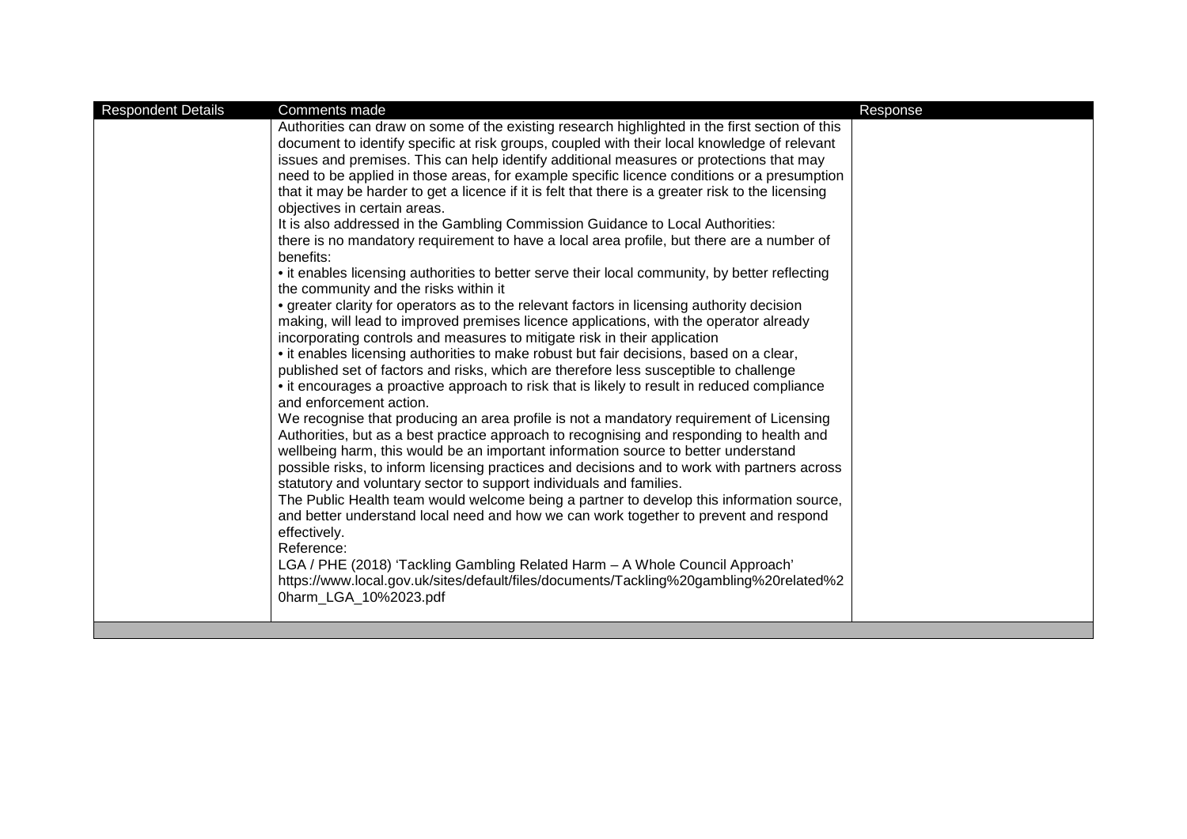| Respondent Details | Comments made | Response |
| --- | --- | --- |
| | Authorities can draw on some of the existing research highlighted in the first section of this document to identify specific at risk groups, coupled with their local knowledge of relevant issues and premises. This can help identify additional measures or protections that may need to be applied in those areas, for example specific licence conditions or a presumption that it may be harder to get a licence if it is felt that there is a greater risk to the licensing objectives in certain areas.<br>It is also addressed in the Gambling Commission Guidance to Local Authorities:<br>there is no mandatory requirement to have a local area profile, but there are a number of benefits:<br>• it enables licensing authorities to better serve their local community, by better reflecting the community and the risks within it<br>• greater clarity for operators as to the relevant factors in licensing authority decision making, will lead to improved premises licence applications, with the operator already incorporating controls and measures to mitigate risk in their application<br>• it enables licensing authorities to make robust but fair decisions, based on a clear, published set of factors and risks, which are therefore less susceptible to challenge<br>• it encourages a proactive approach to risk that is likely to result in reduced compliance and enforcement action.<br>We recognise that producing an area profile is not a mandatory requirement of Licensing Authorities, but as a best practice approach to recognising and responding to health and wellbeing harm, this would be an important information source to better understand possible risks, to inform licensing practices and decisions and to work with partners across statutory and voluntary sector to support individuals and families.<br>The Public Health team would welcome being a partner to develop this information source, and better understand local need and how we can work together to prevent and respond effectively.<br>Reference:<br>LGA / PHE (2018) 'Tackling Gambling Related Harm – A Whole Council Approach'<br>https://www.local.gov.uk/sites/default/files/documents/Tackling%20gambling%20related%20harm_LGA_10%2023.pdf | |
| | | |